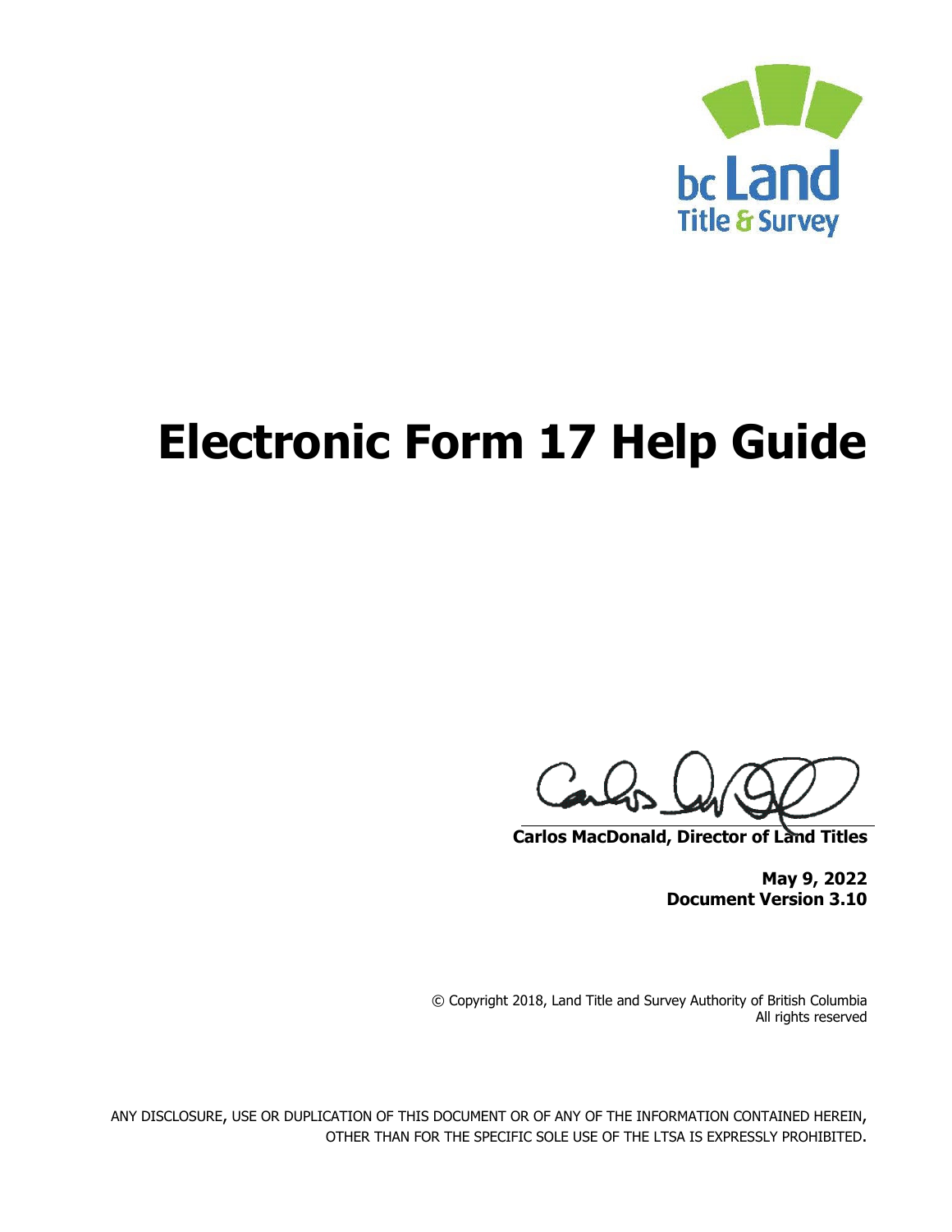bc Land
Title & Survey

# Electronic Form 17 Help Guide

**Carlos MacDonald, Director of Land Titles**

**May 9, 2022**
**Document Version 3.10**

© Copyright 2018, Land Title and Survey Authority of British Columbia
All rights reserved

ANY DISCLOSURE, USE OR DUPLICATION OF THIS DOCUMENT OR OF ANY OF THE INFORMATION CONTAINED HEREIN, OTHER THAN FOR THE SPECIFIC SOLE USE OF THE LTSA IS EXPRESSLY PROHIBITED.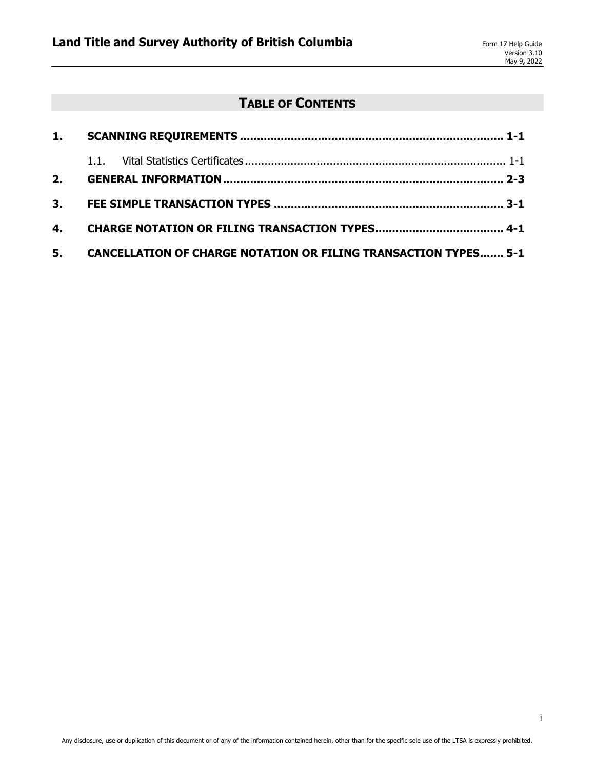# TABLE OF CONTENTS

1. **SCANNING REQUIREMENTS** ........................................................................... **1-1**
   - 1.1. Vital Statistics Certificates ............................................................................... 1-1
2. **GENERAL INFORMATION** ................................................................................ **2-3**
3. **FEE SIMPLE TRANSACTION TYPES** .................................................................. **3-1**
4. **CHARGE NOTATION OR FILING TRANSACTION TYPES** ..................................... **4-1**
5. **CANCELLATION OF CHARGE NOTATION OR FILING TRANSACTION TYPES** ....... **5-1**

Any disclosure, use or duplication of this document or of any of the information contained herein, other than for the specific sole use of the LTSA is expressly prohibited.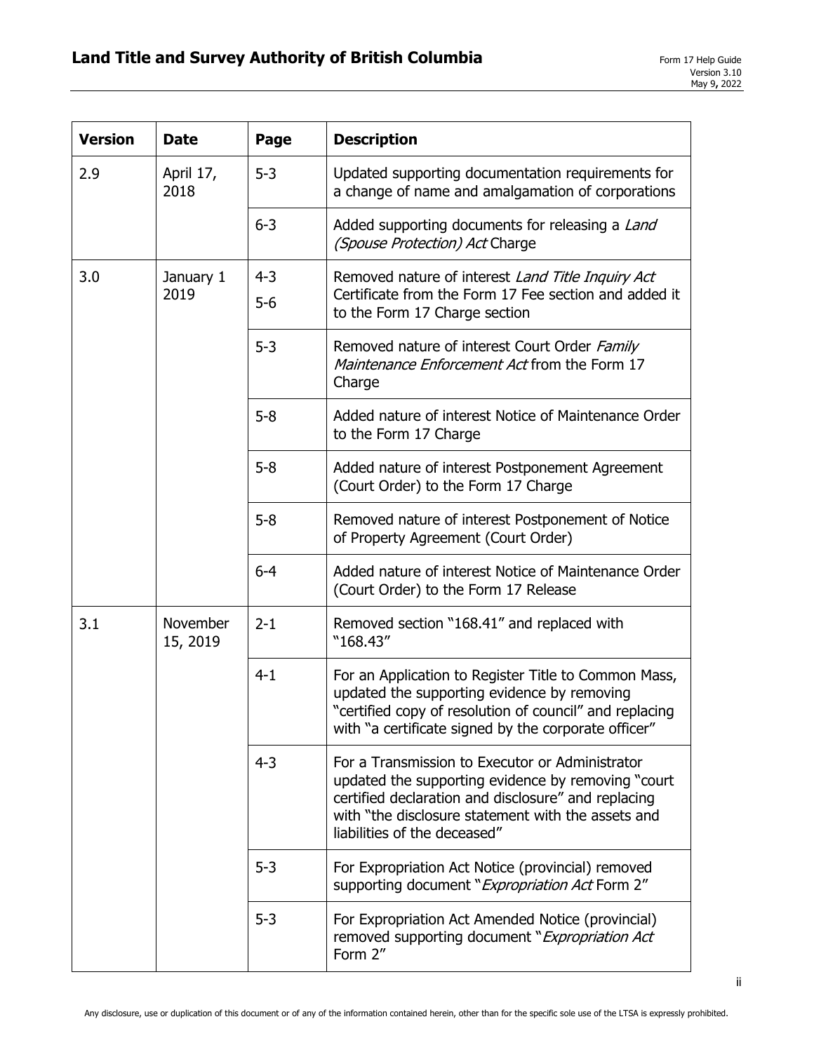| Version | Date | Page | Description |
|---|---|---|---|
| 2.9 | April 17, 2018 | 5-3 | Updated supporting documentation requirements for a change of name and amalgamation of corporations |
| | | 6-3 | Added supporting documents for releasing a *Land (Spouse Protection) Act* Charge |
| 3.0 | January 1 2019 | 4-3<br>5-6 | Removed nature of interest *Land Title Inquiry Act* Certificate from the Form 17 Fee section and added it to the Form 17 Charge section |
| | | 5-3 | Removed nature of interest Court Order *Family Maintenance Enforcement Act* from the Form 17 Charge |
| | | 5-8 | Added nature of interest Notice of Maintenance Order to the Form 17 Charge |
| | | 5-8 | Added nature of interest Postponement Agreement (Court Order) to the Form 17 Charge |
| | | 5-8 | Removed nature of interest Postponement of Notice of Property Agreement (Court Order) |
| | | 6-4 | Added nature of interest Notice of Maintenance Order (Court Order) to the Form 17 Release |
| 3.1 | November 15, 2019 | 2-1 | Removed section "168.41" and replaced with "168.43" |
| | | 4-1 | For an Application to Register Title to Common Mass, updated the supporting evidence by removing "certified copy of resolution of council" and replacing with "a certificate signed by the corporate officer" |
| | | 4-3 | For a Transmission to Executor or Administrator updated the supporting evidence by removing "court certified declaration and disclosure" and replacing with "the disclosure statement with the assets and liabilities of the deceased" |
| | | 5-3 | For Expropriation Act Notice (provincial) removed supporting document "*Expropriation Act* Form 2" |
| | | 5-3 | For Expropriation Act Amended Notice (provincial) removed supporting document "*Expropriation Act* Form 2" |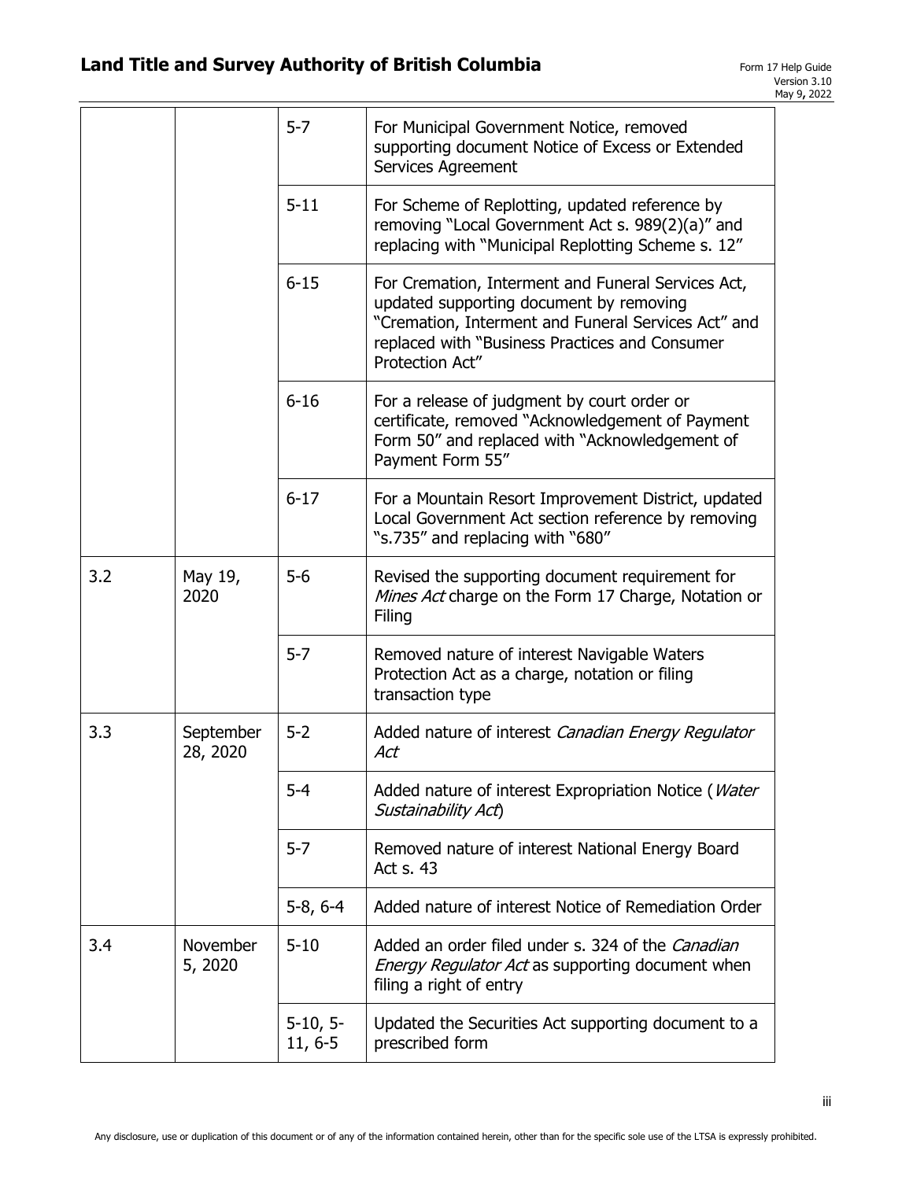| | | 5-7 | For Municipal Government Notice, removed supporting document Notice of Excess or Extended Services Agreement |
|---|---|---|---|
| | | 5-11 | For Scheme of Replotting, updated reference by removing "Local Government Act s. 989(2)(a)" and replacing with "Municipal Replotting Scheme s. 12" |
| | | 6-15 | For Cremation, Interment and Funeral Services Act, updated supporting document by removing "Cremation, Interment and Funeral Services Act" and replaced with "Business Practices and Consumer Protection Act" |
| | | 6-16 | For a release of judgment by court order or certificate, removed "Acknowledgement of Payment Form 50" and replaced with "Acknowledgement of Payment Form 55" |
| | | 6-17 | For a Mountain Resort Improvement District, updated Local Government Act section reference by removing "s.735" and replacing with "680" |
| 3.2 | May 19, 2020 | 5-6 | Revised the supporting document requirement for *Mines Act* charge on the Form 17 Charge, Notation or Filing |
| | | 5-7 | Removed nature of interest Navigable Waters Protection Act as a charge, notation or filing transaction type |
| 3.3 | September 28, 2020 | 5-2 | Added nature of interest *Canadian Energy Regulator Act* |
| | | 5-4 | Added nature of interest Expropriation Notice (*Water Sustainability Act*) |
| | | 5-7 | Removed nature of interest National Energy Board Act s. 43 |
| | | 5-8, 6-4 | Added nature of interest Notice of Remediation Order |
| 3.4 | November 5, 2020 | 5-10 | Added an order filed under s. 324 of the *Canadian Energy Regulator Act* as supporting document when filing a right of entry |
| | | 5-10, 5-11, 6-5 | Updated the Securities Act supporting document to a prescribed form |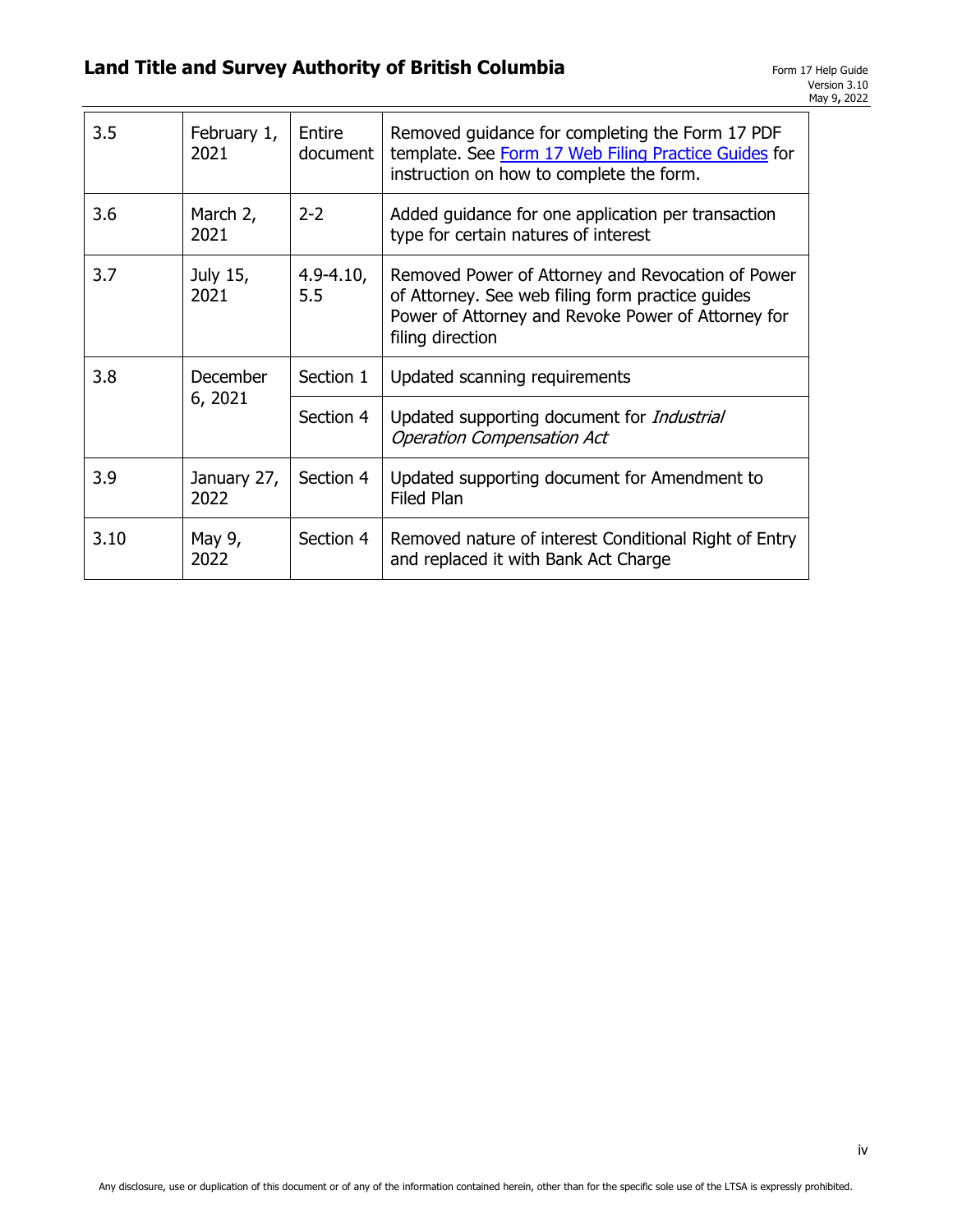| 3.5 | February 1, 2021 | Entire document | Removed guidance for completing the Form 17 PDF template. See Form 17 Web Filing Practice Guides for instruction on how to complete the form. |
|---|---|---|---|
| 3.6 | March 2, 2021 | 2-2 | Added guidance for one application per transaction type for certain natures of interest |
| 3.7 | July 15, 2021 | 4.9-4.10, 5.5 | Removed Power of Attorney and Revocation of Power of Attorney. See web filing form practice guides Power of Attorney and Revoke Power of Attorney for filing direction |
| 3.8 | December 6, 2021 | Section 1 | Updated scanning requirements |
| | | Section 4 | Updated supporting document for *Industrial Operation Compensation Act* |
| 3.9 | January 27, 2022 | Section 4 | Updated supporting document for Amendment to Filed Plan |
| 3.10 | May 9, 2022 | Section 4 | Removed nature of interest Conditional Right of Entry and replaced it with Bank Act Charge |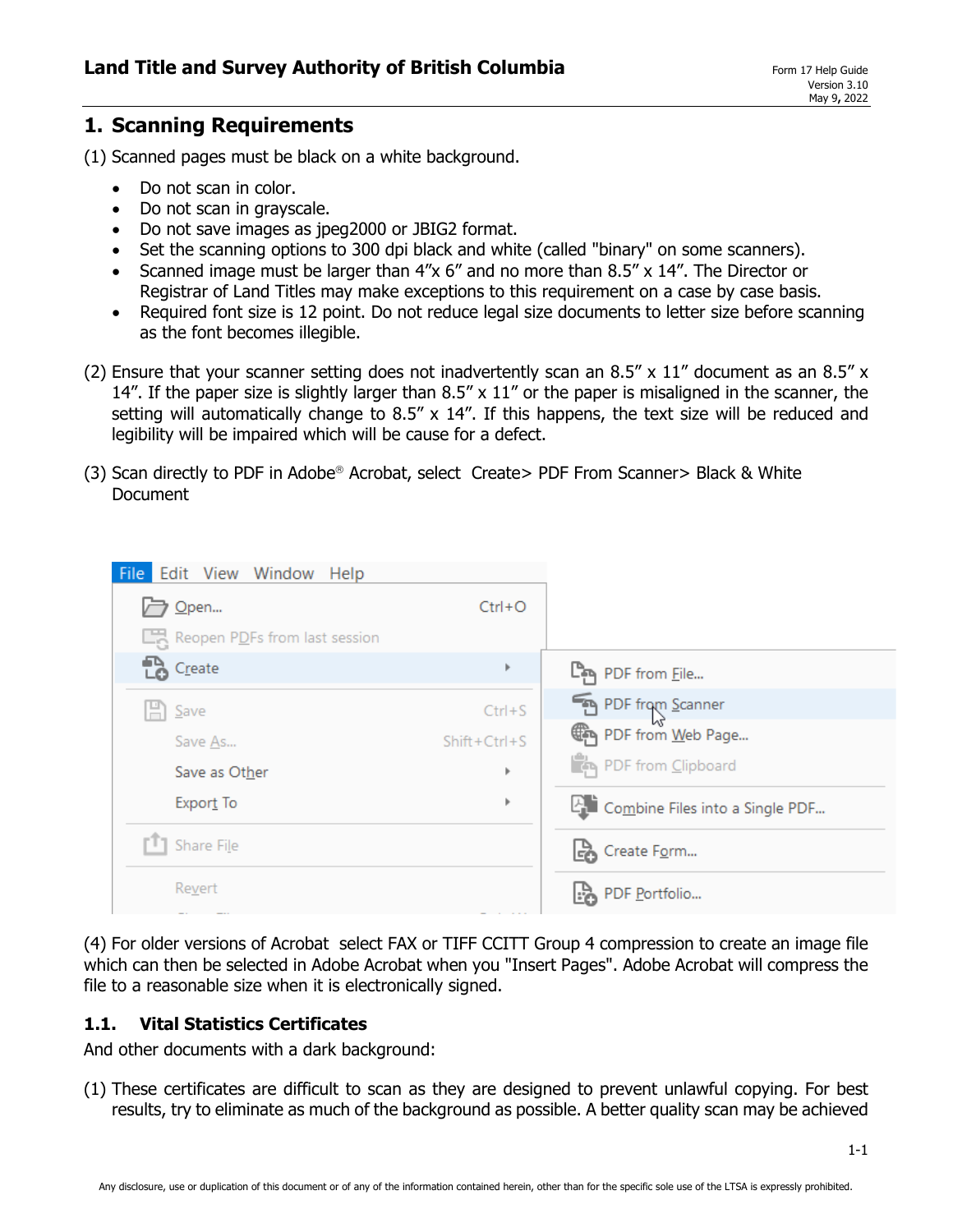// Note: the Acrobat menu screenshot between (3) and (4) is omitted because no image was detected for this page.
## 1. Scanning Requirements

(1) Scanned pages must be black on a white background.

- Do not scan in color.
- Do not scan in grayscale.
- Do not save images as jpeg2000 or JBIG2 format.
- Set the scanning options to 300 dpi black and white (called "binary" on some scanners).
- Scanned image must be larger than 4″x 6″ and no more than 8.5″ x 14″. The Director or Registrar of Land Titles may make exceptions to this requirement on a case by case basis.
- Required font size is 12 point. Do not reduce legal size documents to letter size before scanning as the font becomes illegible.

(2) Ensure that your scanner setting does not inadvertently scan an 8.5″ x 11″ document as an 8.5″ x 14″. If the paper size is slightly larger than 8.5″ x 11″ or the paper is misaligned in the scanner, the setting will automatically change to 8.5″ x 14″. If this happens, the text size will be reduced and legibility will be impaired which will be cause for a defect.

(3) Scan directly to PDF in Adobe® Acrobat, select Create> PDF From Scanner> Black & White Document

(4) For older versions of Acrobat select FAX or TIFF CCITT Group 4 compression to create an image file which can then be selected in Adobe Acrobat when you "Insert Pages". Adobe Acrobat will compress the file to a reasonable size when it is electronically signed.

### 1.1. Vital Statistics Certificates

And other documents with a dark background:

(1) These certificates are difficult to scan as they are designed to prevent unlawful copying. For best results, try to eliminate as much of the background as possible. A better quality scan may be achieved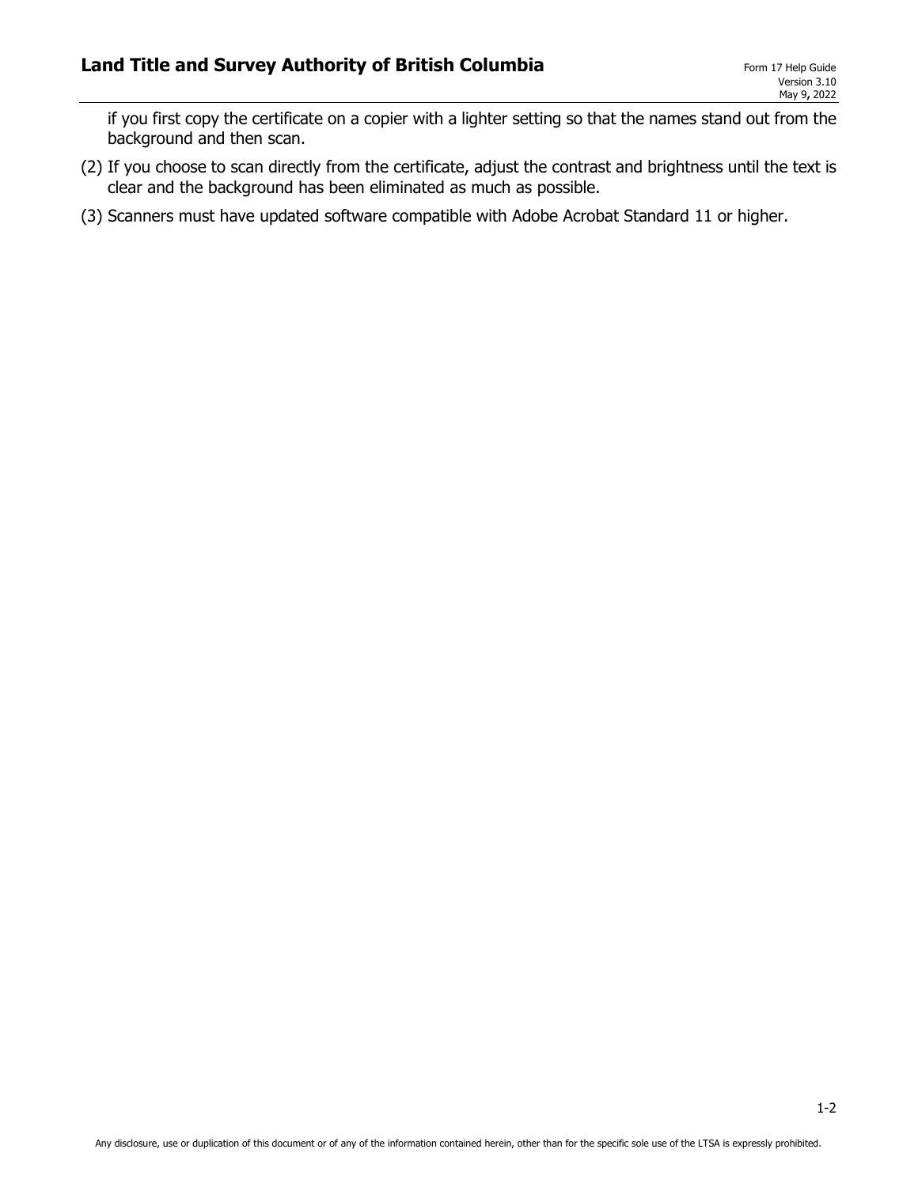if you first copy the certificate on a copier with a lighter setting so that the names stand out from the background and then scan.

(2) If you choose to scan directly from the certificate, adjust the contrast and brightness until the text is clear and the background has been eliminated as much as possible.

(3) Scanners must have updated software compatible with Adobe Acrobat Standard 11 or higher.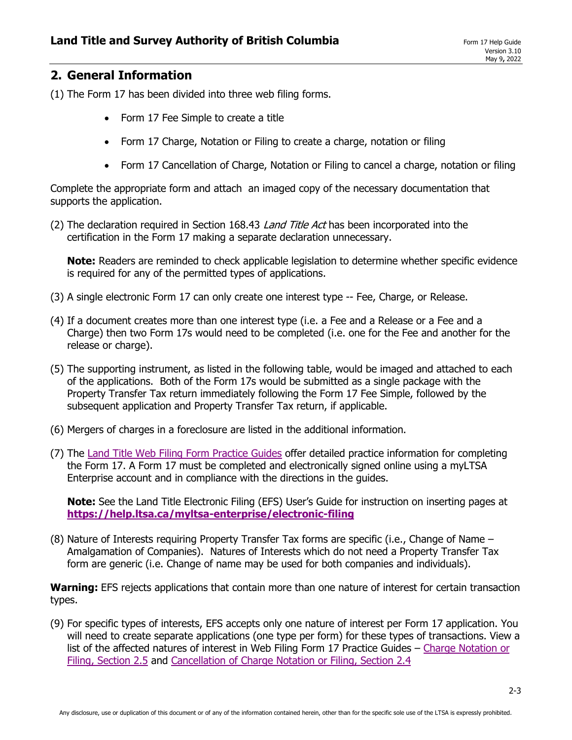## 2. General Information

(1) The Form 17 has been divided into three web filing forms.

- Form 17 Fee Simple to create a title
- Form 17 Charge, Notation or Filing to create a charge, notation or filing
- Form 17 Cancellation of Charge, Notation or Filing to cancel a charge, notation or filing

Complete the appropriate form and attach an imaged copy of the necessary documentation that supports the application.

(2) The declaration required in Section 168.43 *Land Title Act* has been incorporated into the certification in the Form 17 making a separate declaration unnecessary.

**Note:** Readers are reminded to check applicable legislation to determine whether specific evidence is required for any of the permitted types of applications.

(3) A single electronic Form 17 can only create one interest type -- Fee, Charge, or Release.

(4) If a document creates more than one interest type (i.e. a Fee and a Release or a Fee and a Charge) then two Form 17s would need to be completed (i.e. one for the Fee and another for the release or charge).

(5) The supporting instrument, as listed in the following table, would be imaged and attached to each of the applications. Both of the Form 17s would be submitted as a single package with the Property Transfer Tax return immediately following the Form 17 Fee Simple, followed by the subsequent application and Property Transfer Tax return, if applicable.

(6) Mergers of charges in a foreclosure are listed in the additional information.

(7) The Land Title Web Filing Form Practice Guides offer detailed practice information for completing the Form 17. A Form 17 must be completed and electronically signed online using a myLTSA Enterprise account and in compliance with the directions in the guides.

**Note:** See the Land Title Electronic Filing (EFS) User's Guide for instruction on inserting pages at **https://help.ltsa.ca/myltsa-enterprise/electronic-filing**

(8) Nature of Interests requiring Property Transfer Tax forms are specific (i.e., Change of Name – Amalgamation of Companies). Natures of Interests which do not need a Property Transfer Tax form are generic (i.e. Change of name may be used for both companies and individuals).

**Warning:** EFS rejects applications that contain more than one nature of interest for certain transaction types.

(9) For specific types of interests, EFS accepts only one nature of interest per Form 17 application. You will need to create separate applications (one type per form) for these types of transactions. View a list of the affected natures of interest in Web Filing Form 17 Practice Guides – Charge Notation or Filing, Section 2.5 and Cancellation of Charge Notation or Filing, Section 2.4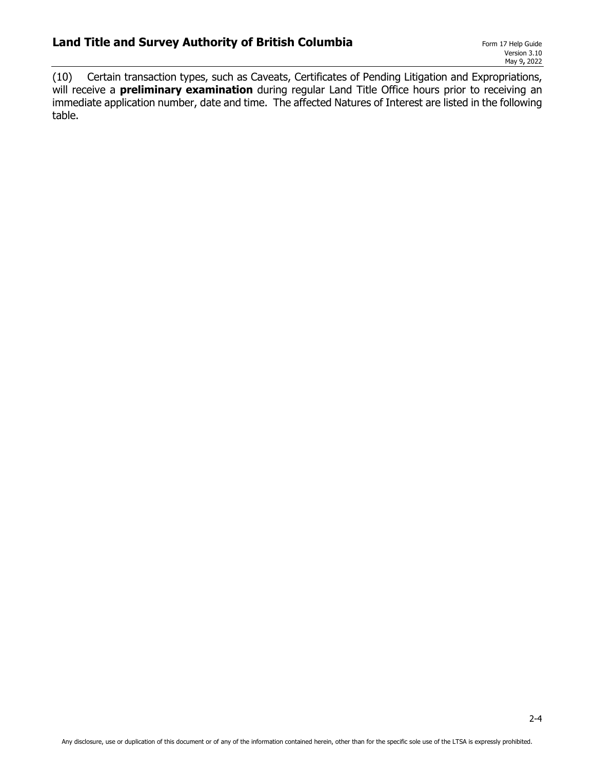(10) Certain transaction types, such as Caveats, Certificates of Pending Litigation and Expropriations, will receive a **preliminary examination** during regular Land Title Office hours prior to receiving an immediate application number, date and time. The affected Natures of Interest are listed in the following table.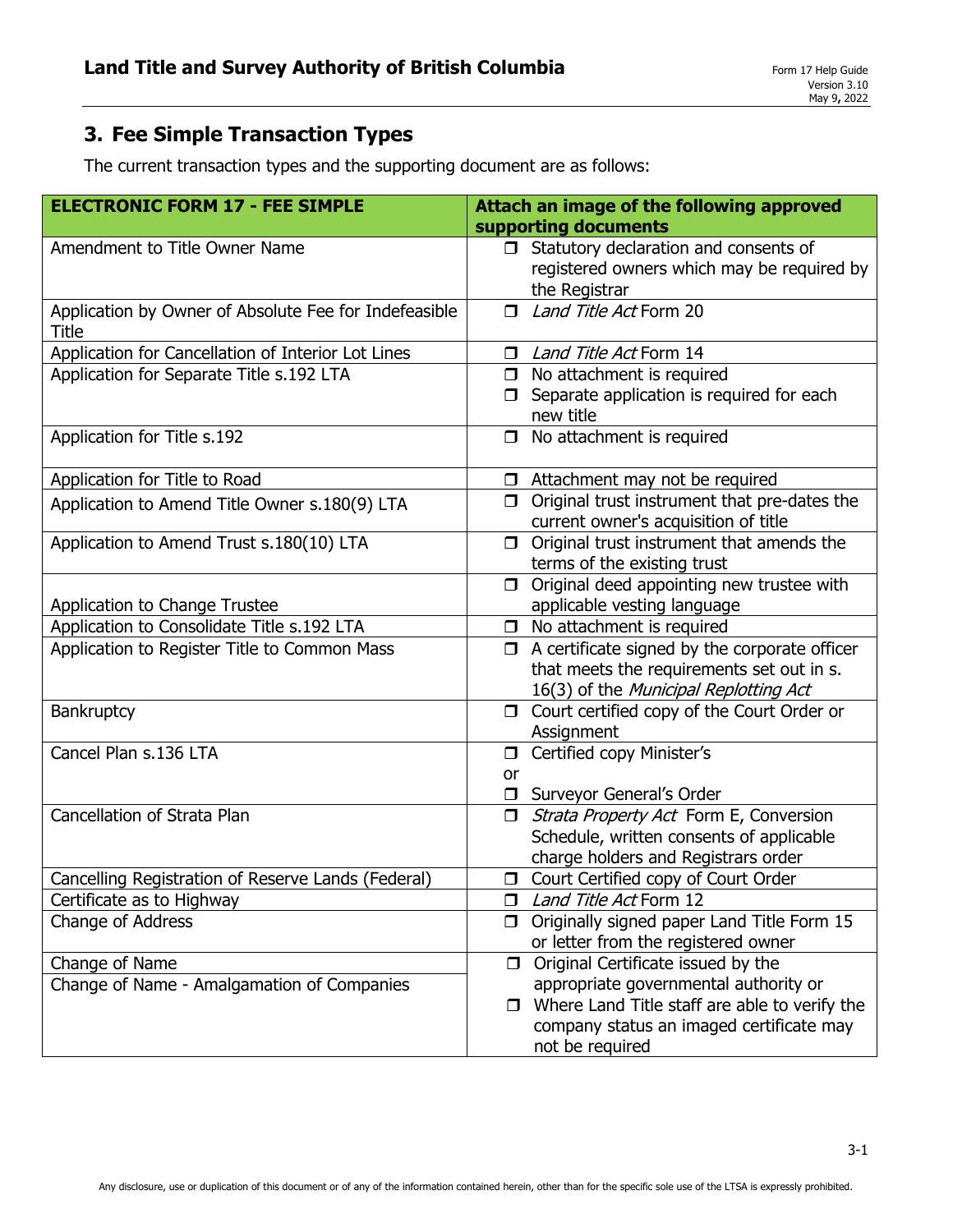## 3. Fee Simple Transaction Types

The current transaction types and the supporting document are as follows:

| ELECTRONIC FORM 17 - FEE SIMPLE | Attach an image of the following approved supporting documents |
|---|---|
| Amendment to Title Owner Name | ❒ Statutory declaration and consents of registered owners which may be required by the Registrar |
| Application by Owner of Absolute Fee for Indefeasible Title | ❒ *Land Title Act* Form 20 |
| Application for Cancellation of Interior Lot Lines | ❒ *Land Title Act* Form 14 |
| Application for Separate Title s.192 LTA | ❒ No attachment is required<br>❒ Separate application is required for each new title |
| Application for Title s.192 | ❒ No attachment is required |
| Application for Title to Road | ❒ Attachment may not be required |
| Application to Amend Title Owner s.180(9) LTA | ❒ Original trust instrument that pre-dates the current owner's acquisition of title |
| Application to Amend Trust s.180(10) LTA | ❒ Original trust instrument that amends the terms of the existing trust |
| Application to Change Trustee | ❒ Original deed appointing new trustee with applicable vesting language |
| Application to Consolidate Title s.192 LTA | ❒ No attachment is required |
| Application to Register Title to Common Mass | ❒ A certificate signed by the corporate officer that meets the requirements set out in s. 16(3) of the *Municipal Replotting Act* |
| Bankruptcy | ❒ Court certified copy of the Court Order or Assignment |
| Cancel Plan s.136 LTA | ❒ Certified copy Minister's<br>or<br>❒ Surveyor General's Order |
| Cancellation of Strata Plan | ❒ *Strata Property Act* Form E, Conversion Schedule, written consents of applicable charge holders and Registrars order |
| Cancelling Registration of Reserve Lands (Federal) | ❒ Court Certified copy of Court Order |
| Certificate as to Highway | ❒ *Land Title Act* Form 12 |
| Change of Address | ❒ Originally signed paper Land Title Form 15 or letter from the registered owner |
| Change of Name<br>Change of Name - Amalgamation of Companies | ❒ Original Certificate issued by the appropriate governmental authority or<br>❒ Where Land Title staff are able to verify the company status an imaged certificate may not be required |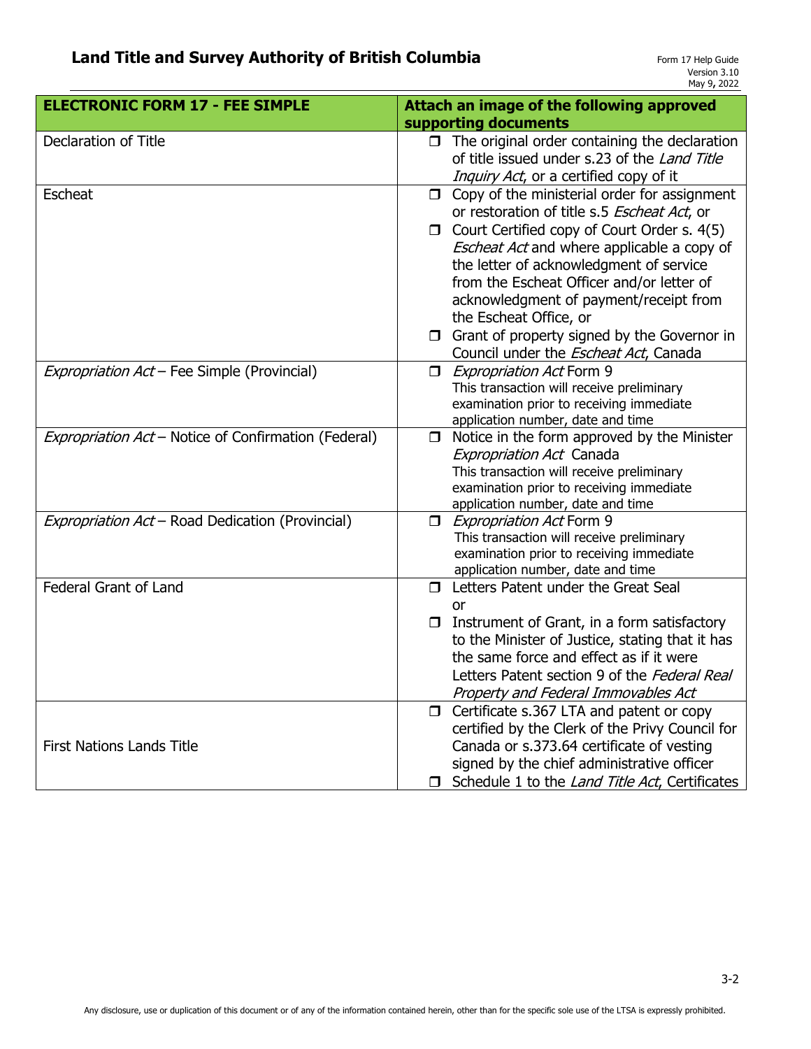| **ELECTRONIC FORM 17 - FEE SIMPLE** | **Attach an image of the following approved supporting documents** |
|---|---|
| Declaration of Title | ❒ The original order containing the declaration of title issued under s.23 of the *Land Title Inquiry Act*, or a certified copy of it |
| Escheat | ❒ Copy of the ministerial order for assignment or restoration of title s.5 *Escheat Act*, or<br>❒ Court Certified copy of Court Order s. 4(5) *Escheat Act* and where applicable a copy of the letter of acknowledgment of service from the Escheat Officer and/or letter of acknowledgment of payment/receipt from the Escheat Office, or<br>❒ Grant of property signed by the Governor in Council under the *Escheat Act*, Canada |
| *Expropriation Act* – Fee Simple (Provincial) | ❒ *Expropriation Act* Form 9<br>This transaction will receive preliminary examination prior to receiving immediate application number, date and time |
| *Expropriation Act* – Notice of Confirmation (Federal) | ❒ Notice in the form approved by the Minister *Expropriation Act* Canada<br>This transaction will receive preliminary examination prior to receiving immediate application number, date and time |
| *Expropriation Act* – Road Dedication (Provincial) | ❒ *Expropriation Act* Form 9<br>This transaction will receive preliminary examination prior to receiving immediate application number, date and time |
| Federal Grant of Land | ❒ Letters Patent under the Great Seal<br>or<br>❒ Instrument of Grant, in a form satisfactory to the Minister of Justice, stating that it has the same force and effect as if it were Letters Patent section 9 of the *Federal Real Property and Federal Immovables Act* |
| First Nations Lands Title | ❒ Certificate s.367 LTA and patent or copy certified by the Clerk of the Privy Council for Canada or s.373.64 certificate of vesting signed by the chief administrative officer<br>❒ Schedule 1 to the *Land Title Act*, Certificates |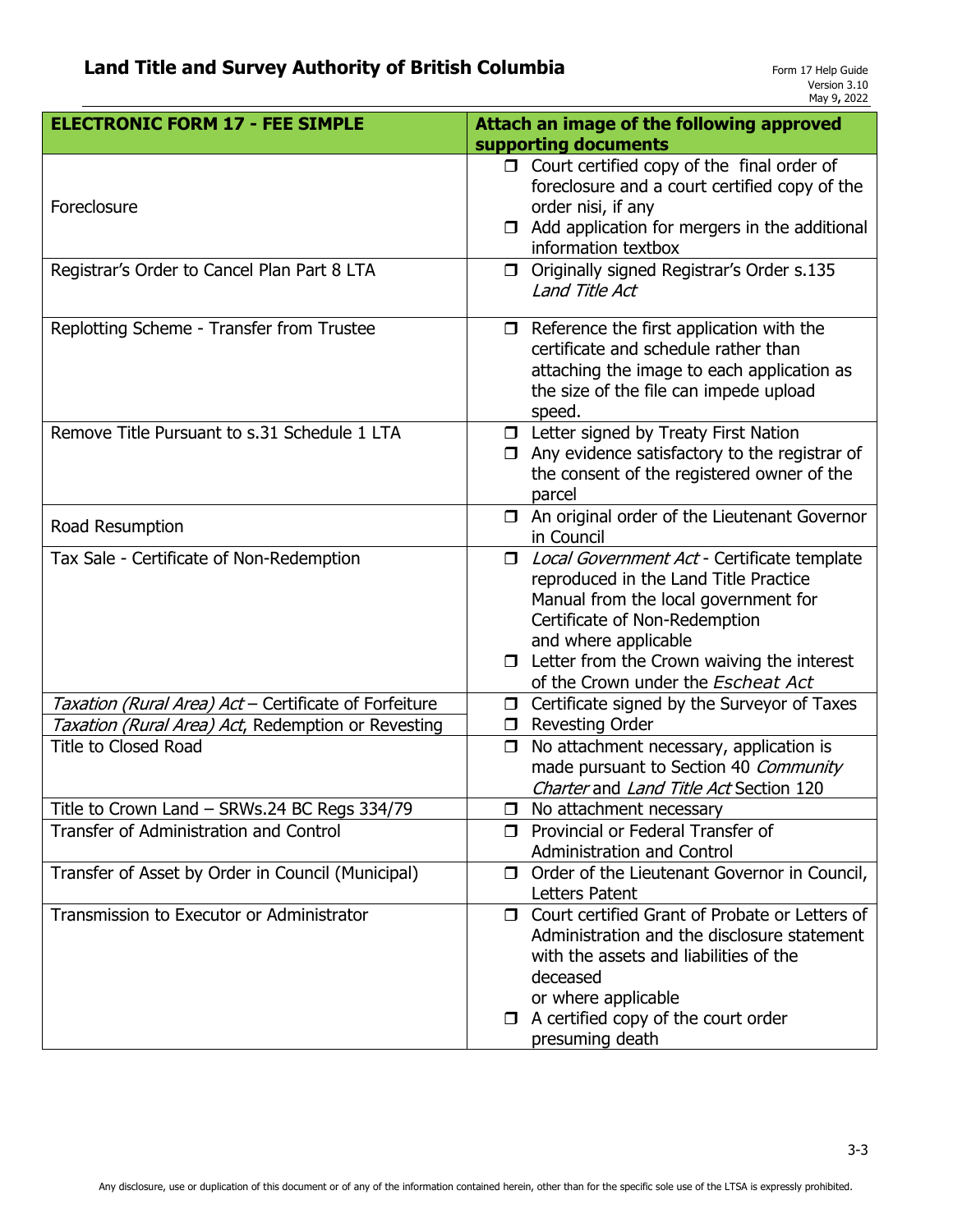| ELECTRONIC FORM 17 - FEE SIMPLE | Attach an image of the following approved supporting documents |
|---|---|
| Foreclosure | ❒ Court certified copy of the final order of foreclosure and a court certified copy of the order nisi, if any<br>❒ Add application for mergers in the additional information textbox |
| Registrar's Order to Cancel Plan Part 8 LTA | ❒ Originally signed Registrar's Order s.135 *Land Title Act* |
| Replotting Scheme - Transfer from Trustee | ❒ Reference the first application with the certificate and schedule rather than attaching the image to each application as the size of the file can impede upload speed. |
| Remove Title Pursuant to s.31 Schedule 1 LTA | ❒ Letter signed by Treaty First Nation<br>❒ Any evidence satisfactory to the registrar of the consent of the registered owner of the parcel |
| Road Resumption | ❒ An original order of the Lieutenant Governor in Council |
| Tax Sale - Certificate of Non-Redemption | ❒ *Local Government Act* - Certificate template reproduced in the Land Title Practice Manual from the local government for Certificate of Non-Redemption<br>and where applicable<br>❒ Letter from the Crown waiving the interest of the Crown under the *Escheat Act* |
| *Taxation (Rural Area) Act* – Certificate of Forfeiture | ❒ Certificate signed by the Surveyor of Taxes |
| *Taxation (Rural Area) Act*, Redemption or Revesting | ❒ Revesting Order |
| Title to Closed Road | ❒ No attachment necessary, application is made pursuant to Section 40 *Community Charter* and *Land Title Act* Section 120 |
| Title to Crown Land – SRWs.24 BC Regs 334/79 | ❒ No attachment necessary |
| Transfer of Administration and Control | ❒ Provincial or Federal Transfer of Administration and Control |
| Transfer of Asset by Order in Council (Municipal) | ❒ Order of the Lieutenant Governor in Council, Letters Patent |
| Transmission to Executor or Administrator | ❒ Court certified Grant of Probate or Letters of Administration and the disclosure statement with the assets and liabilities of the deceased<br>or where applicable<br>❒ A certified copy of the court order presuming death |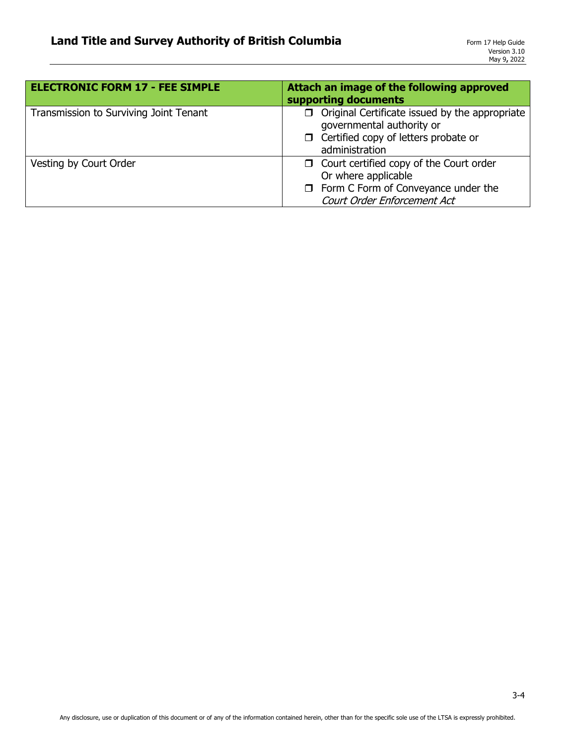| ELECTRONIC FORM 17 - FEE SIMPLE | Attach an image of the following approved supporting documents |
|---|---|
| Transmission to Surviving Joint Tenant | ❒ Original Certificate issued by the appropriate governmental authority or<br>❒ Certified copy of letters probate or administration |
| Vesting by Court Order | ❒ Court certified copy of the Court order Or where applicable<br>❒ Form C Form of Conveyance under the *Court Order Enforcement Act* |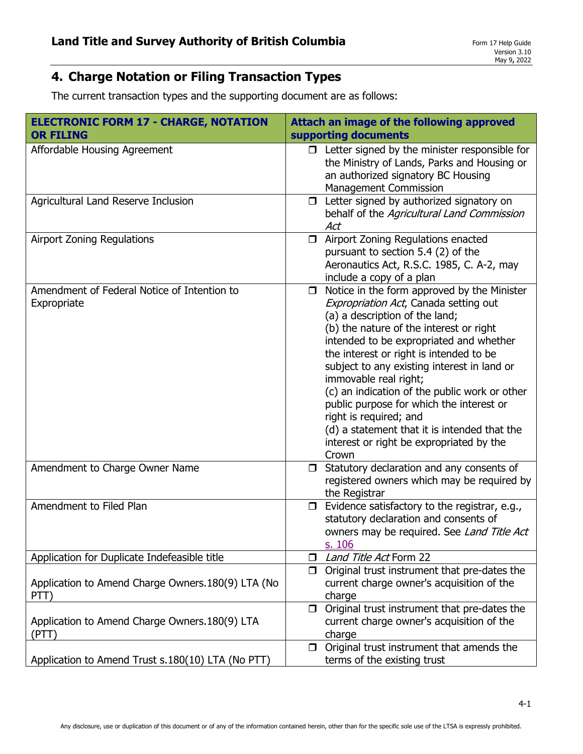## 4. Charge Notation or Filing Transaction Types

The current transaction types and the supporting document are as follows:

| ELECTRONIC FORM 17 - CHARGE, NOTATION OR FILING | Attach an image of the following approved supporting documents |
|---|---|
| Affordable Housing Agreement | ❒ Letter signed by the minister responsible for the Ministry of Lands, Parks and Housing or an authorized signatory BC Housing Management Commission |
| Agricultural Land Reserve Inclusion | ❒ Letter signed by authorized signatory on behalf of the *Agricultural Land Commission Act* |
| Airport Zoning Regulations | ❒ Airport Zoning Regulations enacted pursuant to section 5.4 (2) of the Aeronautics Act, R.S.C. 1985, C. A-2, may include a copy of a plan |
| Amendment of Federal Notice of Intention to Expropriate | ❒ Notice in the form approved by the Minister *Expropriation Act*, Canada setting out (a) a description of the land; (b) the nature of the interest or right intended to be expropriated and whether the interest or right is intended to be subject to any existing interest in land or immovable real right; (c) an indication of the public work or other public purpose for which the interest or right is required; and (d) a statement that it is intended that the interest or right be expropriated by the Crown |
| Amendment to Charge Owner Name | ❒ Statutory declaration and any consents of registered owners which may be required by the Registrar |
| Amendment to Filed Plan | ❒ Evidence satisfactory to the registrar, e.g., statutory declaration and consents of owners may be required. See *Land Title Act* s. 106 |
| Application for Duplicate Indefeasible title | ❒ *Land Title Act* Form 22 |
| Application to Amend Charge Owners.180(9) LTA (No PTT) | ❒ Original trust instrument that pre-dates the current charge owner's acquisition of the charge |
| Application to Amend Charge Owners.180(9) LTA (PTT) | ❒ Original trust instrument that pre-dates the current charge owner's acquisition of the charge |
| Application to Amend Trust s.180(10) LTA (No PTT) | ❒ Original trust instrument that amends the terms of the existing trust |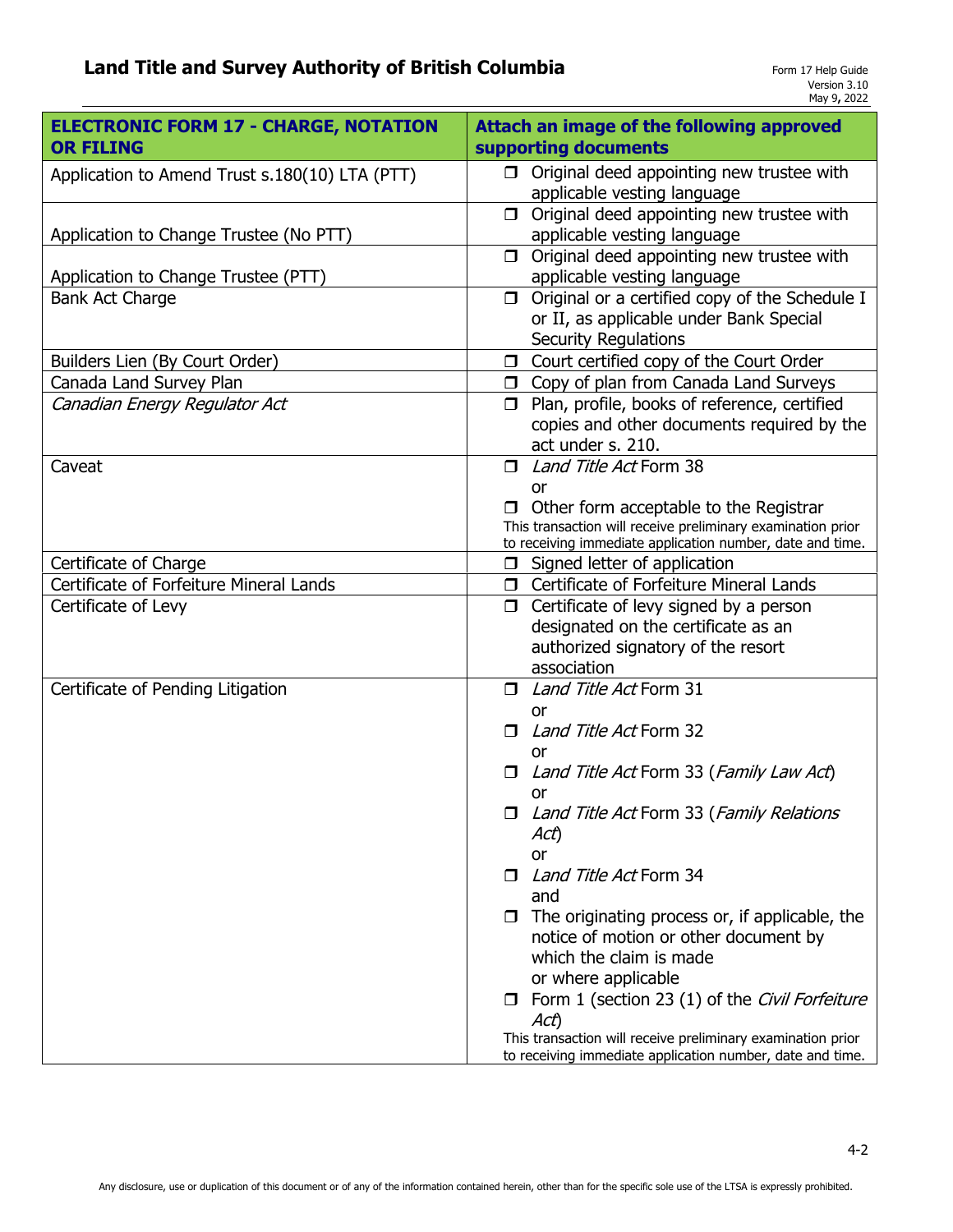| ELECTRONIC FORM 17 - CHARGE, NOTATION OR FILING | Attach an image of the following approved supporting documents |
|---|---|
| Application to Amend Trust s.180(10) LTA (PTT) | ☐ Original deed appointing new trustee with applicable vesting language |
| Application to Change Trustee (No PTT) | ☐ Original deed appointing new trustee with applicable vesting language |
| Application to Change Trustee (PTT) | ☐ Original deed appointing new trustee with applicable vesting language |
| Bank Act Charge | ☐ Original or a certified copy of the Schedule I or II, as applicable under Bank Special Security Regulations |
| Builders Lien (By Court Order) | ☐ Court certified copy of the Court Order |
| Canada Land Survey Plan | ☐ Copy of plan from Canada Land Surveys |
| *Canadian Energy Regulator Act* | ☐ Plan, profile, books of reference, certified copies and other documents required by the act under s. 210. |
| Caveat | ☐ *Land Title Act* Form 38<br>or<br>☐ Other form acceptable to the Registrar<br>This transaction will receive preliminary examination prior to receiving immediate application number, date and time. |
| Certificate of Charge | ☐ Signed letter of application |
| Certificate of Forfeiture Mineral Lands | ☐ Certificate of Forfeiture Mineral Lands |
| Certificate of Levy | ☐ Certificate of levy signed by a person designated on the certificate as an authorized signatory of the resort association |
| Certificate of Pending Litigation | ☐ *Land Title Act* Form 31<br>or<br>☐ *Land Title Act* Form 32<br>or<br>☐ *Land Title Act* Form 33 (*Family Law Act*)<br>or<br>☐ *Land Title Act* Form 33 (*Family Relations Act*)<br>or<br>☐ *Land Title Act* Form 34<br>and<br>☐ The originating process or, if applicable, the notice of motion or other document by which the claim is made<br>or where applicable<br>☐ Form 1 (section 23 (1) of the *Civil Forfeiture Act*)<br>This transaction will receive preliminary examination prior to receiving immediate application number, date and time. |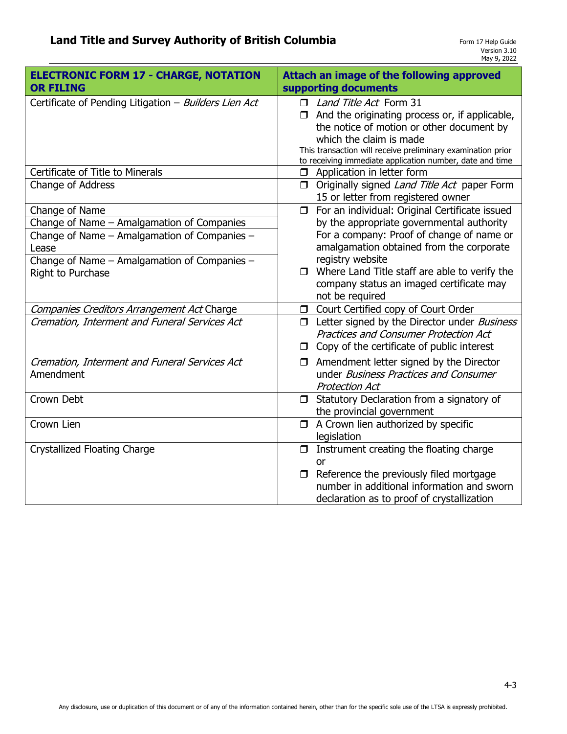| ELECTRONIC FORM 17 - CHARGE, NOTATION OR FILING | Attach an image of the following approved supporting documents |
|---|---|
| Certificate of Pending Litigation – *Builders Lien Act* | ❒ *Land Title Act* Form 31<br>❒ And the originating process or, if applicable, the notice of motion or other document by which the claim is made<br>This transaction will receive preliminary examination prior to receiving immediate application number, date and time |
| Certificate of Title to Minerals | ❒ Application in letter form |
| Change of Address | ❒ Originally signed *Land Title Act* paper Form 15 or letter from registered owner |
| Change of Name<br>Change of Name – Amalgamation of Companies<br>Change of Name – Amalgamation of Companies – Lease<br>Change of Name – Amalgamation of Companies – Right to Purchase | ❒ For an individual: Original Certificate issued by the appropriate governmental authority<br>For a company: Proof of change of name or amalgamation obtained from the corporate registry website<br>❒ Where Land Title staff are able to verify the company status an imaged certificate may not be required |
| *Companies Creditors Arrangement Act* Charge | ❒ Court Certified copy of Court Order |
| *Cremation, Interment and Funeral Services Act* | ❒ Letter signed by the Director under *Business Practices and Consumer Protection Act*<br>❒ Copy of the certificate of public interest |
| *Cremation, Interment and Funeral Services Act* Amendment | ❒ Amendment letter signed by the Director under *Business Practices and Consumer Protection Act* |
| Crown Debt | ❒ Statutory Declaration from a signatory of the provincial government |
| Crown Lien | ❒ A Crown lien authorized by specific legislation |
| Crystallized Floating Charge | ❒ Instrument creating the floating charge<br>or<br>❒ Reference the previously filed mortgage number in additional information and sworn declaration as to proof of crystallization |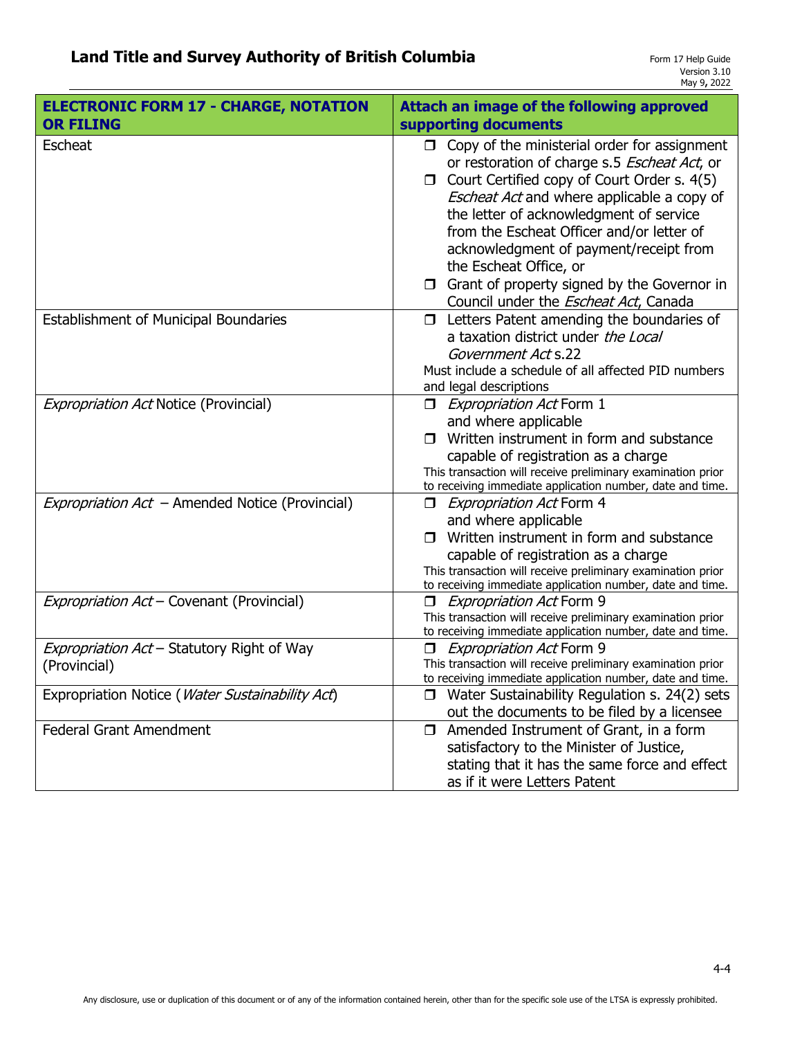| ELECTRONIC FORM 17 - CHARGE, NOTATION OR FILING | Attach an image of the following approved supporting documents |
| --- | --- |
| Escheat | ❒ Copy of the ministerial order for assignment or restoration of charge s.5 *Escheat Act*, or<br>❒ Court Certified copy of Court Order s. 4(5) *Escheat Act* and where applicable a copy of the letter of acknowledgment of service from the Escheat Officer and/or letter of acknowledgment of payment/receipt from the Escheat Office, or<br>❒ Grant of property signed by the Governor in Council under the *Escheat Act*, Canada |
| Establishment of Municipal Boundaries | ❒ Letters Patent amending the boundaries of a taxation district under *the Local Government Act* s.22<br>Must include a schedule of all affected PID numbers and legal descriptions |
| *Expropriation Act* Notice (Provincial) | ❒ *Expropriation Act* Form 1 and where applicable<br>❒ Written instrument in form and substance capable of registration as a charge<br>This transaction will receive preliminary examination prior to receiving immediate application number, date and time. |
| *Expropriation Act* – Amended Notice (Provincial) | ❒ *Expropriation Act* Form 4 and where applicable<br>❒ Written instrument in form and substance capable of registration as a charge<br>This transaction will receive preliminary examination prior to receiving immediate application number, date and time. |
| *Expropriation Act* – Covenant (Provincial) | ❒ *Expropriation Act* Form 9<br>This transaction will receive preliminary examination prior to receiving immediate application number, date and time. |
| *Expropriation Act* – Statutory Right of Way (Provincial) | ❒ *Expropriation Act* Form 9<br>This transaction will receive preliminary examination prior to receiving immediate application number, date and time. |
| Expropriation Notice (*Water Sustainability Act*) | ❒ Water Sustainability Regulation s. 24(2) sets out the documents to be filed by a licensee |
| Federal Grant Amendment | ❒ Amended Instrument of Grant, in a form satisfactory to the Minister of Justice, stating that it has the same force and effect as if it were Letters Patent |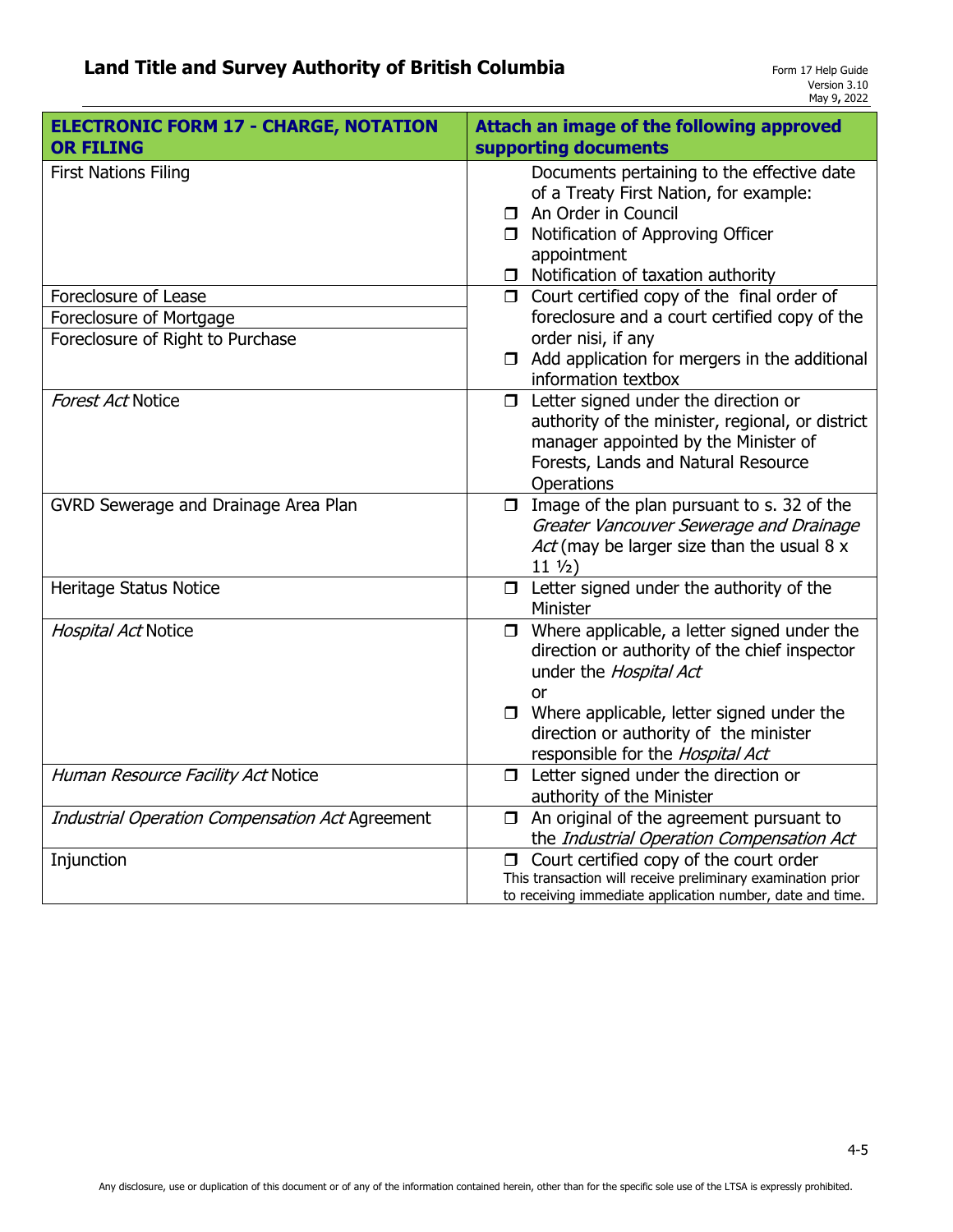| ELECTRONIC FORM 17 - CHARGE, NOTATION OR FILING | Attach an image of the following approved supporting documents |
|---|---|
| First Nations Filing | Documents pertaining to the effective date of a Treaty First Nation, for example:<br>❒ An Order in Council<br>❒ Notification of Approving Officer appointment<br>❒ Notification of taxation authority |
| Foreclosure of Lease<br>Foreclosure of Mortgage<br>Foreclosure of Right to Purchase | ❒ Court certified copy of the final order of foreclosure and a court certified copy of the order nisi, if any<br>❒ Add application for mergers in the additional information textbox |
| *Forest Act* Notice | ❒ Letter signed under the direction or authority of the minister, regional, or district manager appointed by the Minister of Forests, Lands and Natural Resource Operations |
| GVRD Sewerage and Drainage Area Plan | ❒ Image of the plan pursuant to s. 32 of the *Greater Vancouver Sewerage and Drainage Act* (may be larger size than the usual 8 x 11 ½) |
| Heritage Status Notice | ❒ Letter signed under the authority of the Minister |
| *Hospital Act* Notice | ❒ Where applicable, a letter signed under the direction or authority of the chief inspector under the *Hospital Act*<br>or<br>❒ Where applicable, letter signed under the direction or authority of the minister responsible for the *Hospital Act* |
| *Human Resource Facility Act* Notice | ❒ Letter signed under the direction or authority of the Minister |
| *Industrial Operation Compensation Act* Agreement | ❒ An original of the agreement pursuant to the *Industrial Operation Compensation Act* |
| Injunction | ❒ Court certified copy of the court order<br>This transaction will receive preliminary examination prior to receiving immediate application number, date and time. |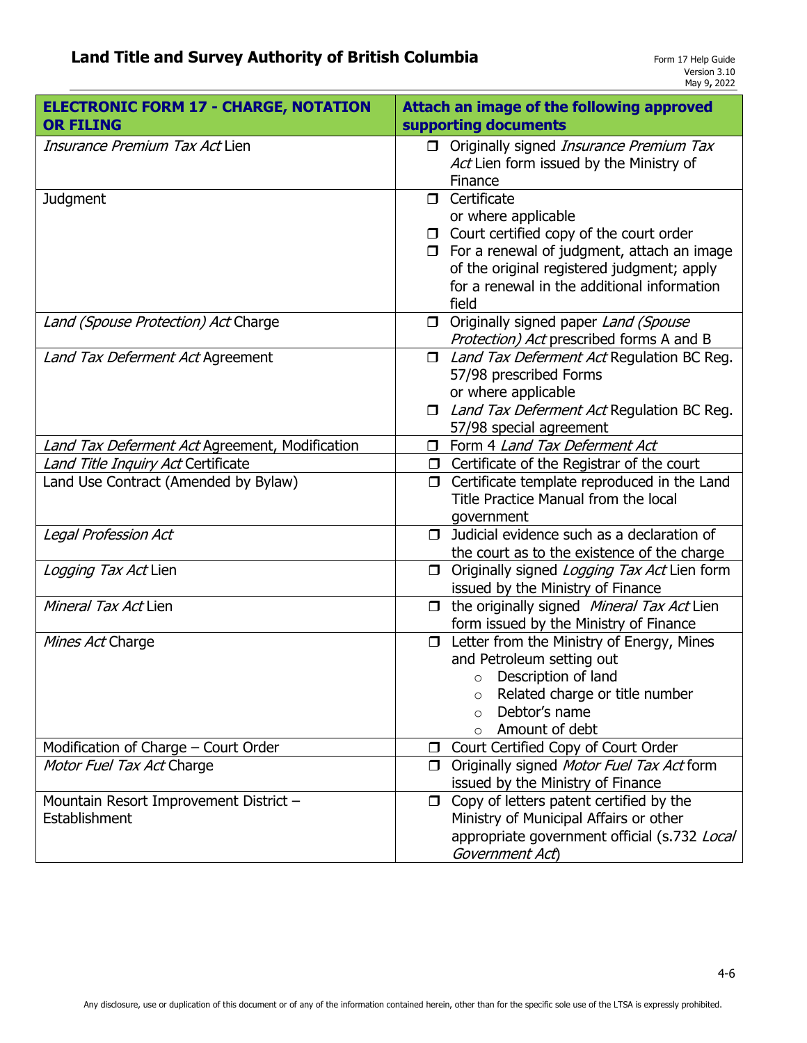| ELECTRONIC FORM 17 - CHARGE, NOTATION OR FILING | Attach an image of the following approved supporting documents |
| --- | --- |
| *Insurance Premium Tax Act* Lien | ❒ Originally signed *Insurance Premium Tax Act* Lien form issued by the Ministry of Finance |
| Judgment | ❒ Certificate<br>or where applicable<br>❒ Court certified copy of the court order<br>❒ For a renewal of judgment, attach an image of the original registered judgment; apply for a renewal in the additional information field |
| *Land (Spouse Protection) Act* Charge | ❒ Originally signed paper *Land (Spouse Protection) Act* prescribed forms A and B |
| *Land Tax Deferment Act* Agreement | ❒ *Land Tax Deferment Act* Regulation BC Reg. 57/98 prescribed Forms<br>or where applicable<br>❒ *Land Tax Deferment Act* Regulation BC Reg. 57/98 special agreement |
| *Land Tax Deferment Act* Agreement, Modification | ❒ Form 4 *Land Tax Deferment Act* |
| *Land Title Inquiry Act* Certificate | ❒ Certificate of the Registrar of the court |
| Land Use Contract (Amended by Bylaw) | ❒ Certificate template reproduced in the Land Title Practice Manual from the local government |
| *Legal Profession Act* | ❒ Judicial evidence such as a declaration of the court as to the existence of the charge |
| *Logging Tax Act* Lien | ❒ Originally signed *Logging Tax Act* Lien form issued by the Ministry of Finance |
| *Mineral Tax Act* Lien | ❒ the originally signed *Mineral Tax Act* Lien form issued by the Ministry of Finance |
| *Mines Act* Charge | ❒ Letter from the Ministry of Energy, Mines and Petroleum setting out<br>○ Description of land<br>○ Related charge or title number<br>○ Debtor's name<br>○ Amount of debt |
| Modification of Charge – Court Order | ❒ Court Certified Copy of Court Order |
| *Motor Fuel Tax Act* Charge | ❒ Originally signed *Motor Fuel Tax Act* form issued by the Ministry of Finance |
| Mountain Resort Improvement District – Establishment | ❒ Copy of letters patent certified by the Ministry of Municipal Affairs or other appropriate government official (s.732 *Local Government Act*) |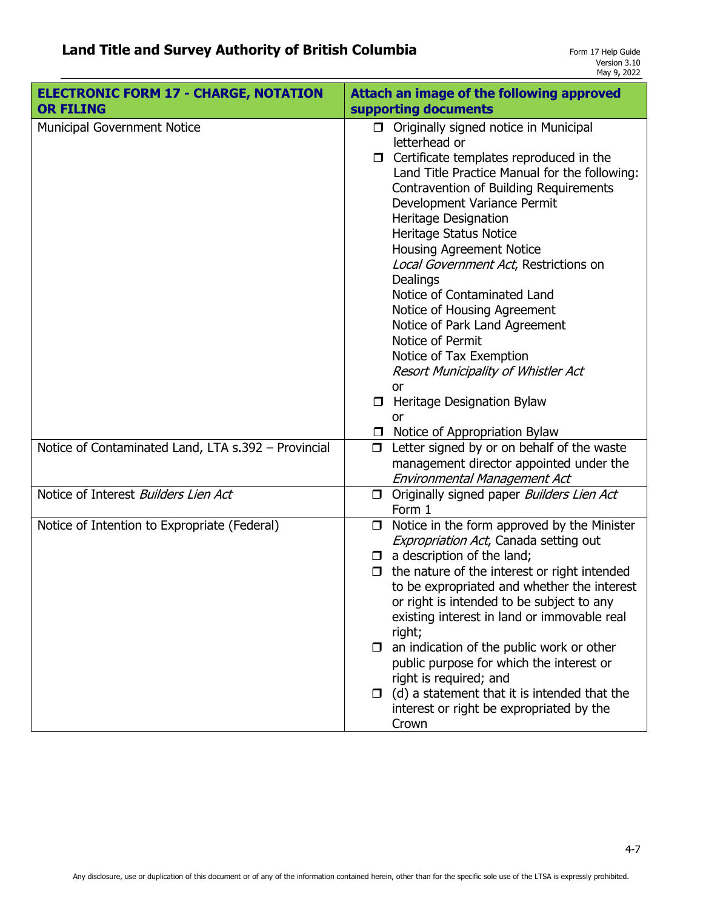| ELECTRONIC FORM 17 - CHARGE, NOTATION OR FILING | Attach an image of the following approved supporting documents |
|---|---|
| Municipal Government Notice | ❒ Originally signed notice in Municipal letterhead or<br>❒ Certificate templates reproduced in the Land Title Practice Manual for the following:<br>Contravention of Building Requirements<br>Development Variance Permit<br>Heritage Designation<br>Heritage Status Notice<br>Housing Agreement Notice<br>*Local Government Act*, Restrictions on Dealings<br>Notice of Contaminated Land<br>Notice of Housing Agreement<br>Notice of Park Land Agreement<br>Notice of Permit<br>Notice of Tax Exemption<br>*Resort Municipality of Whistler Act*<br>or<br>❒ Heritage Designation Bylaw<br>or<br>❒ Notice of Appropriation Bylaw |
| Notice of Contaminated Land, LTA s.392 – Provincial | ❒ Letter signed by or on behalf of the waste management director appointed under the *Environmental Management Act* |
| Notice of Interest *Builders Lien Act* | ❒ Originally signed paper *Builders Lien Act* Form 1 |
| Notice of Intention to Expropriate (Federal) | ❒ Notice in the form approved by the Minister *Expropriation Act*, Canada setting out<br>❒ a description of the land;<br>❒ the nature of the interest or right intended to be expropriated and whether the interest or right is intended to be subject to any existing interest in land or immovable real right;<br>❒ an indication of the public work or other public purpose for which the interest or right is required; and<br>❒ (d) a statement that it is intended that the interest or right be expropriated by the Crown |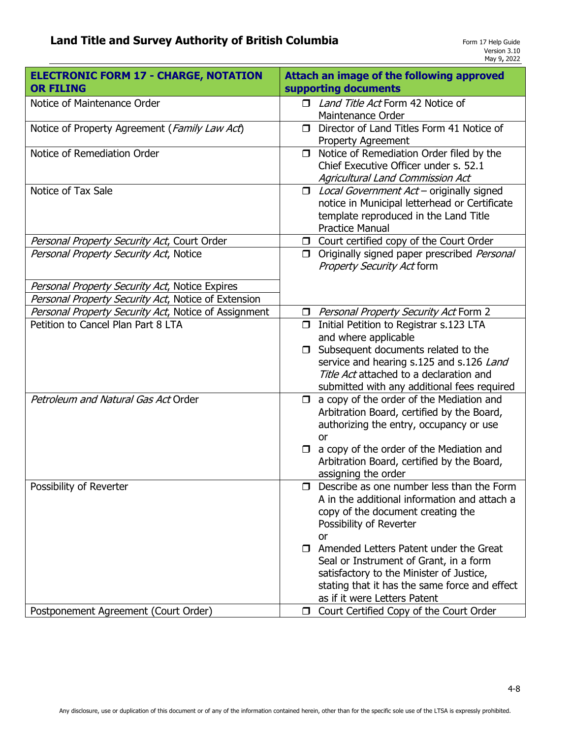| ELECTRONIC FORM 17 - CHARGE, NOTATION OR FILING | Attach an image of the following approved supporting documents |
|---|---|
| Notice of Maintenance Order | ❐ *Land Title Act* Form 42 Notice of Maintenance Order |
| Notice of Property Agreement (*Family Law Act*) | ❐ Director of Land Titles Form 41 Notice of Property Agreement |
| Notice of Remediation Order | ❐ Notice of Remediation Order filed by the Chief Executive Officer under s. 52.1 *Agricultural Land Commission Act* |
| Notice of Tax Sale | ❐ *Local Government Act* – originally signed notice in Municipal letterhead or Certificate template reproduced in the Land Title Practice Manual |
| *Personal Property Security Act*, Court Order | ❐ Court certified copy of the Court Order |
| *Personal Property Security Act*, Notice | ❐ Originally signed paper prescribed *Personal Property Security Act* form |
| *Personal Property Security Act*, Notice Expires | |
| *Personal Property Security Act*, Notice of Extension | |
| *Personal Property Security Act*, Notice of Assignment | ❐ *Personal Property Security Act* Form 2 |
| Petition to Cancel Plan Part 8 LTA | ❐ Initial Petition to Registrar s.123 LTA and where applicable<br>❐ Subsequent documents related to the service and hearing s.125 and s.126 *Land Title Act* attached to a declaration and submitted with any additional fees required |
| *Petroleum and Natural Gas Act* Order | ❐ a copy of the order of the Mediation and Arbitration Board, certified by the Board, authorizing the entry, occupancy or use<br>or<br>❐ a copy of the order of the Mediation and Arbitration Board, certified by the Board, assigning the order |
| Possibility of Reverter | ❐ Describe as one number less than the Form A in the additional information and attach a copy of the document creating the Possibility of Reverter<br>or<br>❐ Amended Letters Patent under the Great Seal or Instrument of Grant, in a form satisfactory to the Minister of Justice, stating that it has the same force and effect as if it were Letters Patent |
| Postponement Agreement (Court Order) | ❐ Court Certified Copy of the Court Order |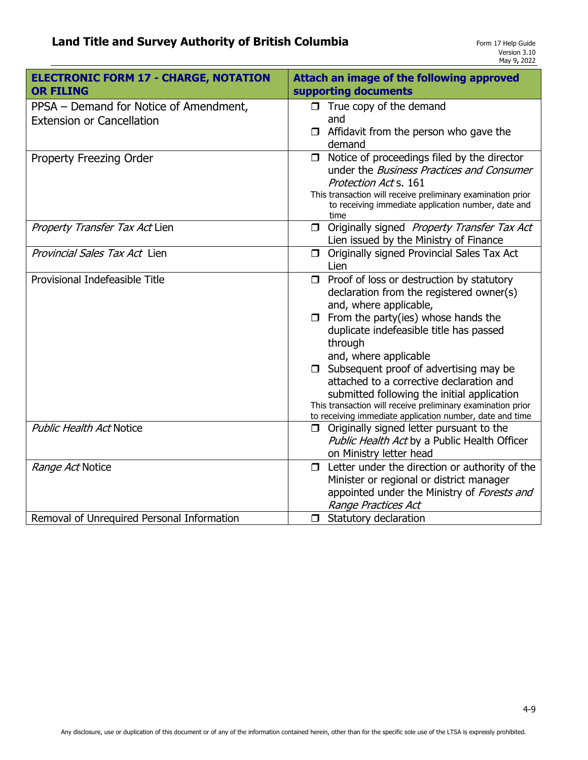| ELECTRONIC FORM 17 - CHARGE, NOTATION OR FILING | Attach an image of the following approved supporting documents |
|---|---|
| PPSA – Demand for Notice of Amendment, Extension or Cancellation | ❒ True copy of the demand<br>and<br>❒ Affidavit from the person who gave the demand |
| Property Freezing Order | ❒ Notice of proceedings filed by the director under the *Business Practices and Consumer Protection Act* s. 161<br>This transaction will receive preliminary examination prior to receiving immediate application number, date and time |
| *Property Transfer Tax Act* Lien | ❒ Originally signed *Property Transfer Tax Act* Lien issued by the Ministry of Finance |
| *Provincial Sales Tax Act* Lien | ❒ Originally signed Provincial Sales Tax Act Lien |
| Provisional Indefeasible Title | ❒ Proof of loss or destruction by statutory declaration from the registered owner(s) and, where applicable,<br>❒ From the party(ies) whose hands the duplicate indefeasible title has passed through<br>and, where applicable<br>❒ Subsequent proof of advertising may be attached to a corrective declaration and submitted following the initial application<br>This transaction will receive preliminary examination prior to receiving immediate application number, date and time |
| *Public Health Act* Notice | ❒ Originally signed letter pursuant to the *Public Health Act* by a Public Health Officer on Ministry letter head |
| *Range Act* Notice | ❒ Letter under the direction or authority of the Minister or regional or district manager appointed under the Ministry of *Forests and Range Practices Act* |
| Removal of Unrequired Personal Information | ❒ Statutory declaration |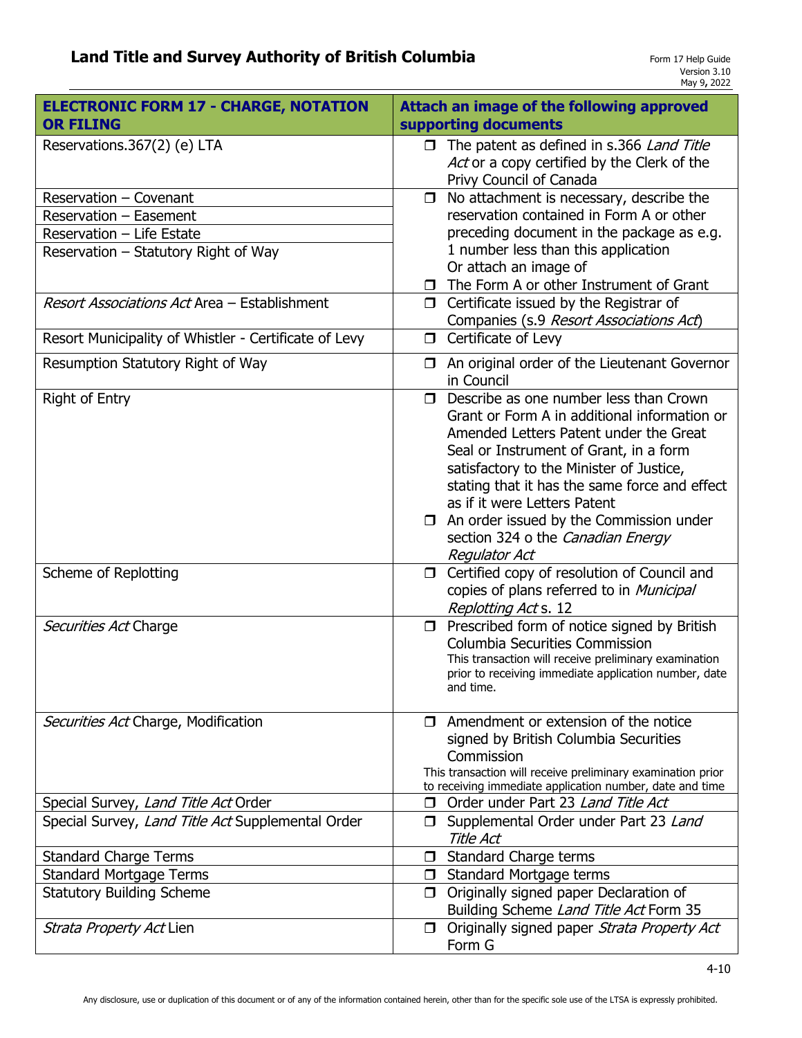| ELECTRONIC FORM 17 - CHARGE, NOTATION OR FILING | Attach an image of the following approved supporting documents |
|---|---|
| Reservations.367(2) (e) LTA | ❐ The patent as defined in s.366 *Land Title Act* or a copy certified by the Clerk of the Privy Council of Canada |
| Reservation – Covenant<br>Reservation – Easement<br>Reservation – Life Estate<br>Reservation – Statutory Right of Way | ❐ No attachment is necessary, describe the reservation contained in Form A or other preceding document in the package as e.g. 1 number less than this application<br>Or attach an image of<br>❐ The Form A or other Instrument of Grant |
| *Resort Associations Act* Area – Establishment | ❐ Certificate issued by the Registrar of Companies (s.9 *Resort Associations Act*) |
| Resort Municipality of Whistler - Certificate of Levy | ❐ Certificate of Levy |
| Resumption Statutory Right of Way | ❐ An original order of the Lieutenant Governor in Council |
| Right of Entry | ❐ Describe as one number less than Crown Grant or Form A in additional information or Amended Letters Patent under the Great Seal or Instrument of Grant, in a form satisfactory to the Minister of Justice, stating that it has the same force and effect as if it were Letters Patent<br>❐ An order issued by the Commission under section 324 o the *Canadian Energy Regulator Act* |
| Scheme of Replotting | ❐ Certified copy of resolution of Council and copies of plans referred to in *Municipal Replotting Act* s. 12 |
| *Securities Act* Charge | ❐ Prescribed form of notice signed by British Columbia Securities Commission<br>This transaction will receive preliminary examination prior to receiving immediate application number, date and time. |
| *Securities Act* Charge, Modification | ❐ Amendment or extension of the notice signed by British Columbia Securities Commission<br>This transaction will receive preliminary examination prior to receiving immediate application number, date and time |
| Special Survey, *Land Title Act* Order | ❐ Order under Part 23 *Land Title Act* |
| Special Survey, *Land Title Act* Supplemental Order | ❐ Supplemental Order under Part 23 *Land Title Act* |
| Standard Charge Terms | ❐ Standard Charge terms |
| Standard Mortgage Terms | ❐ Standard Mortgage terms |
| Statutory Building Scheme | ❐ Originally signed paper Declaration of Building Scheme *Land Title Act* Form 35 |
| *Strata Property Act* Lien | ❐ Originally signed paper *Strata Property Act* Form G |

Any disclosure, use or duplication of this document or of any of the information contained herein, other than for the specific sole use of the LTSA is expressly prohibited.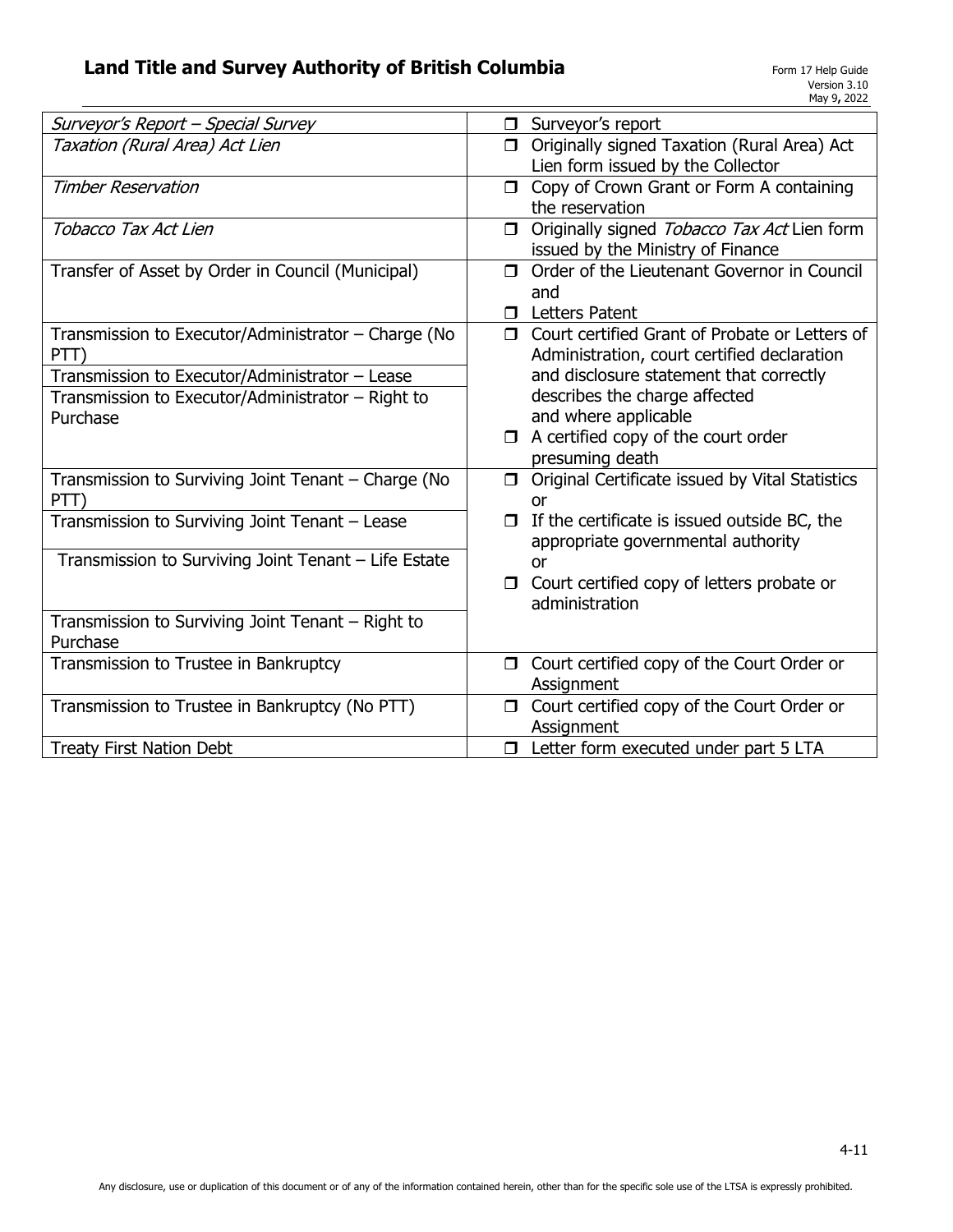| | |
|---|---|
| *Surveyor's Report – Special Survey* | ❒ Surveyor's report |
| *Taxation (Rural Area) Act Lien* | ❒ Originally signed Taxation (Rural Area) Act Lien form issued by the Collector |
| *Timber Reservation* | ❒ Copy of Crown Grant or Form A containing the reservation |
| *Tobacco Tax Act Lien* | ❒ Originally signed *Tobacco Tax Act* Lien form issued by the Ministry of Finance |
| Transfer of Asset by Order in Council (Municipal) | ❒ Order of the Lieutenant Governor in Council and<br>❒ Letters Patent |
| Transmission to Executor/Administrator – Charge (No PTT)<br>Transmission to Executor/Administrator – Lease<br>Transmission to Executor/Administrator – Right to Purchase | ❒ Court certified Grant of Probate or Letters of Administration, court certified declaration and disclosure statement that correctly describes the charge affected and where applicable<br>❒ A certified copy of the court order presuming death |
| Transmission to Surviving Joint Tenant – Charge (No PTT)<br>Transmission to Surviving Joint Tenant – Lease<br>Transmission to Surviving Joint Tenant – Life Estate<br>Transmission to Surviving Joint Tenant – Right to Purchase | ❒ Original Certificate issued by Vital Statistics or<br>❒ If the certificate is issued outside BC, the appropriate governmental authority or<br>❒ Court certified copy of letters probate or administration |
| Transmission to Trustee in Bankruptcy | ❒ Court certified copy of the Court Order or Assignment |
| Transmission to Trustee in Bankruptcy (No PTT) | ❒ Court certified copy of the Court Order or Assignment |
| Treaty First Nation Debt | ❒ Letter form executed under part 5 LTA |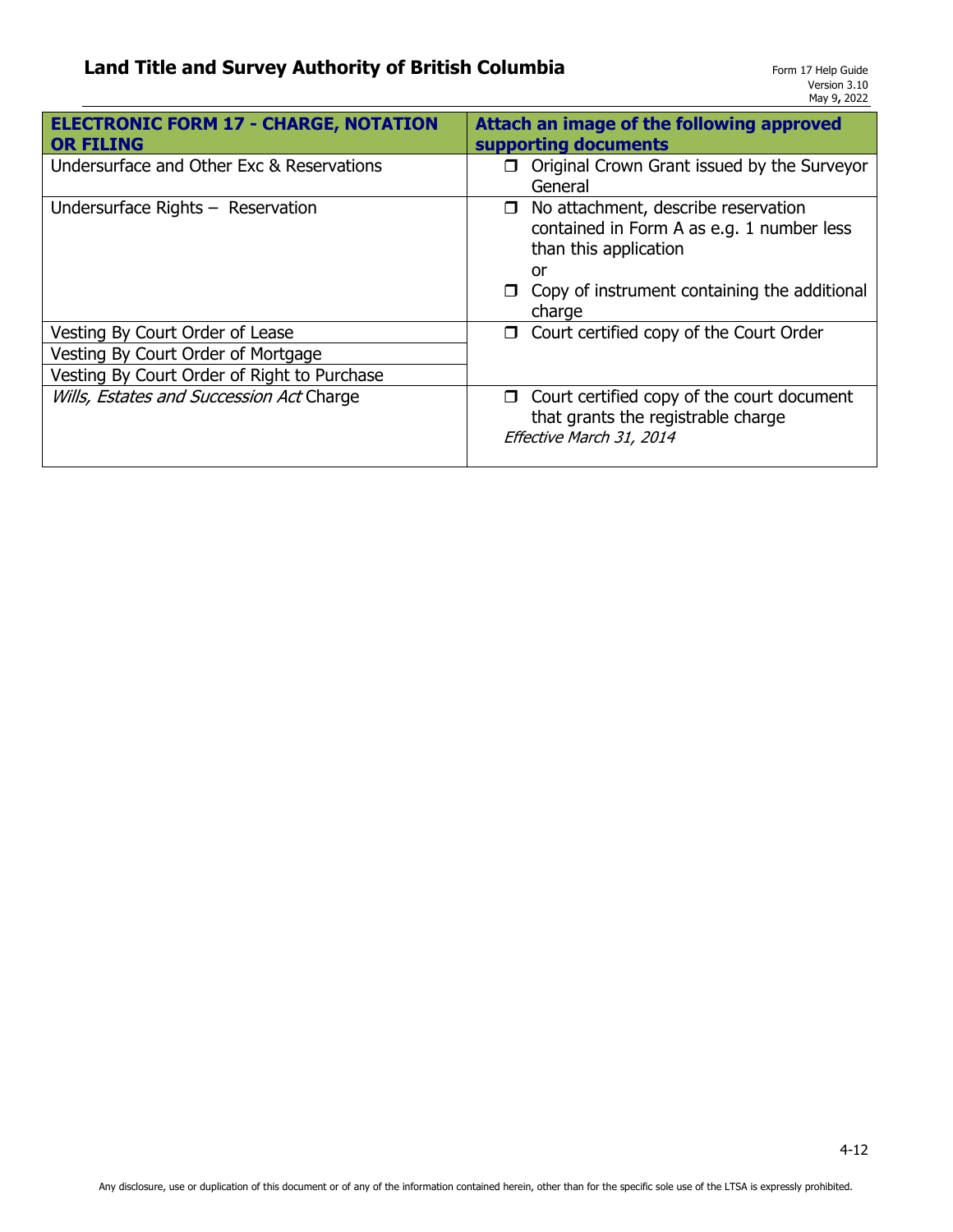| ELECTRONIC FORM 17 - CHARGE, NOTATION OR FILING | Attach an image of the following approved supporting documents |
|---|---|
| Undersurface and Other Exc & Reservations | ❒ Original Crown Grant issued by the Surveyor General |
| Undersurface Rights – Reservation | ❒ No attachment, describe reservation contained in Form A as e.g. 1 number less than this application<br>or<br>❒ Copy of instrument containing the additional charge |
| Vesting By Court Order of Lease<br>Vesting By Court Order of Mortgage<br>Vesting By Court Order of Right to Purchase | ❒ Court certified copy of the Court Order |
| *Wills, Estates and Succession Act* Charge | ❒ Court certified copy of the court document that grants the registrable charge<br>*Effective March 31, 2014* |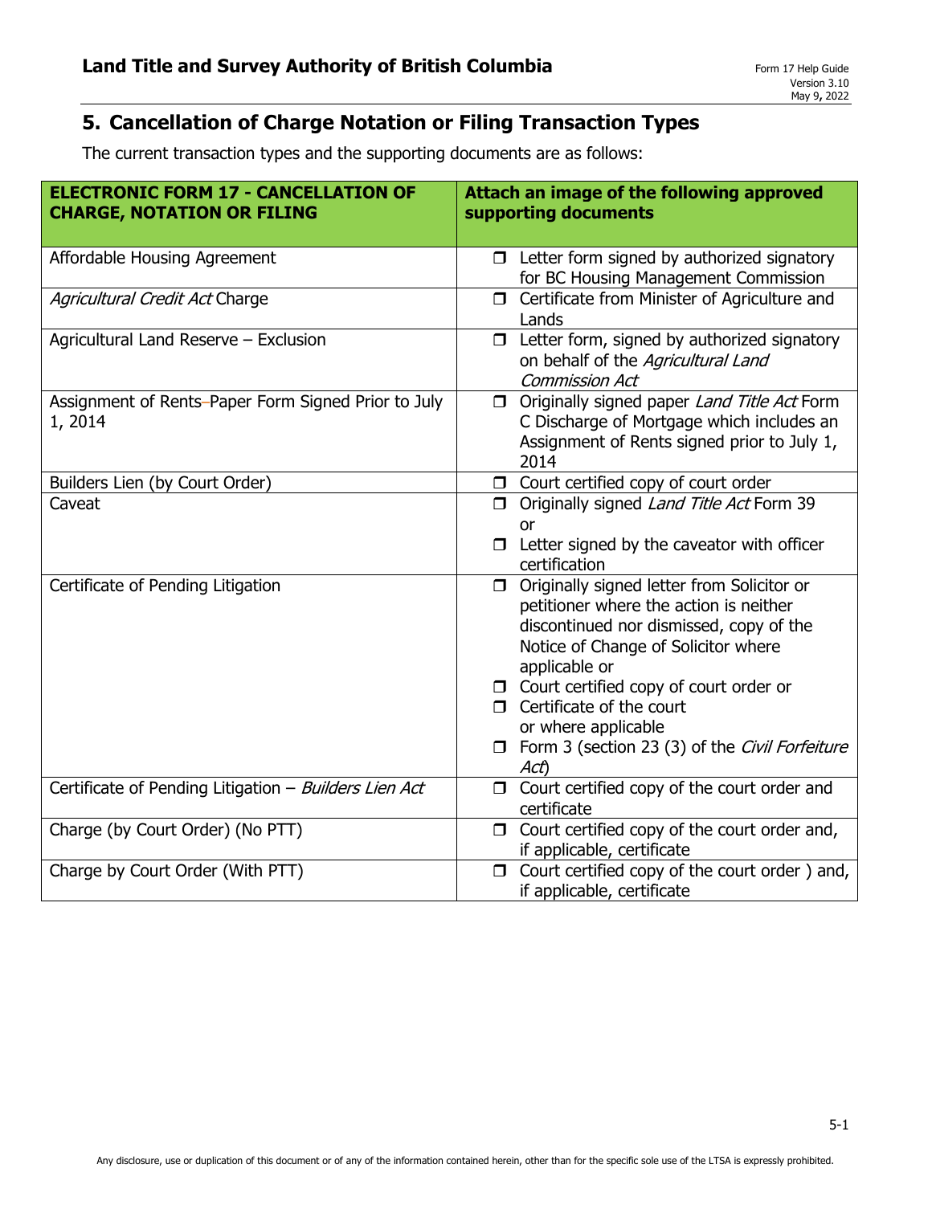## 5. Cancellation of Charge Notation or Filing Transaction Types

The current transaction types and the supporting documents are as follows:

| ELECTRONIC FORM 17 - CANCELLATION OF CHARGE, NOTATION OR FILING | Attach an image of the following approved supporting documents |
|---|---|
| Affordable Housing Agreement | ❐ Letter form signed by authorized signatory for BC Housing Management Commission |
| *Agricultural Credit Act* Charge | ❐ Certificate from Minister of Agriculture and Lands |
| Agricultural Land Reserve – Exclusion | ❐ Letter form, signed by authorized signatory on behalf of the *Agricultural Land Commission Act* |
| Assignment of Rents–Paper Form Signed Prior to July 1, 2014 | ❐ Originally signed paper *Land Title Act* Form C Discharge of Mortgage which includes an Assignment of Rents signed prior to July 1, 2014 |
| Builders Lien (by Court Order) | ❐ Court certified copy of court order |
| Caveat | ❐ Originally signed *Land Title Act* Form 39 or<br>❐ Letter signed by the caveator with officer certification |
| Certificate of Pending Litigation | ❐ Originally signed letter from Solicitor or petitioner where the action is neither discontinued nor dismissed, copy of the Notice of Change of Solicitor where applicable or<br>❐ Court certified copy of court order or<br>❐ Certificate of the court or where applicable<br>❐ Form 3 (section 23 (3) of the *Civil Forfeiture Act*) |
| Certificate of Pending Litigation – *Builders Lien Act* | ❐ Court certified copy of the court order and certificate |
| Charge (by Court Order) (No PTT) | ❐ Court certified copy of the court order and, if applicable, certificate |
| Charge by Court Order (With PTT) | ❐ Court certified copy of the court order ) and, if applicable, certificate |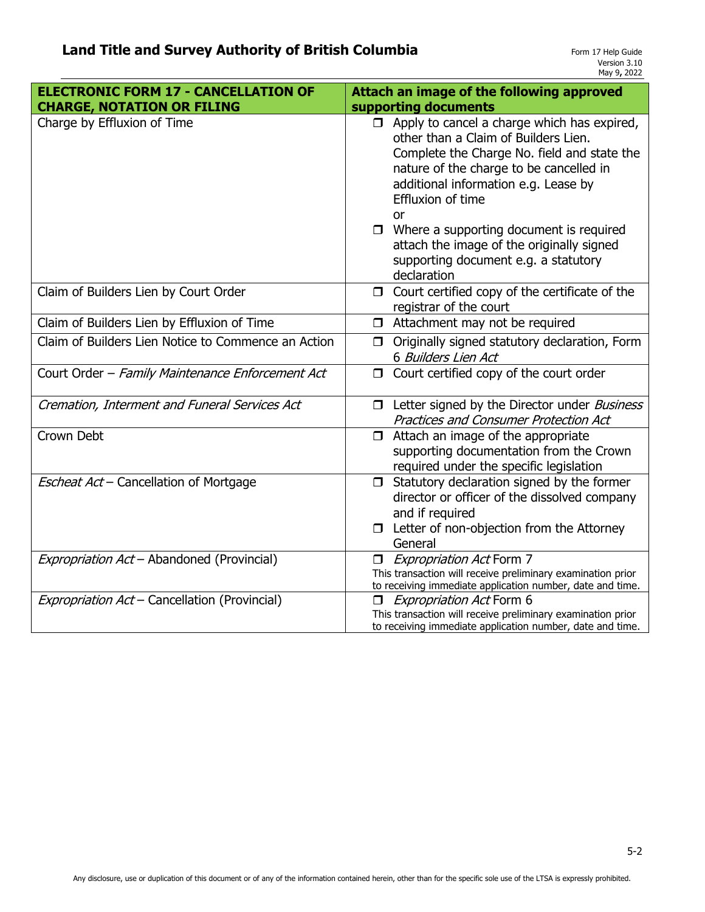| **ELECTRONIC FORM 17 - CANCELLATION OF CHARGE, NOTATION OR FILING** | **Attach an image of the following approved supporting documents** |
|---|---|
| Charge by Effluxion of Time | ❒ Apply to cancel a charge which has expired, other than a Claim of Builders Lien. Complete the Charge No. field and state the nature of the charge to be cancelled in additional information e.g. Lease by Effluxion of time<br>or<br>❒ Where a supporting document is required attach the image of the originally signed supporting document e.g. a statutory declaration |
| Claim of Builders Lien by Court Order | ❒ Court certified copy of the certificate of the registrar of the court |
| Claim of Builders Lien by Effluxion of Time | ❒ Attachment may not be required |
| Claim of Builders Lien Notice to Commence an Action | ❒ Originally signed statutory declaration, Form 6 *Builders Lien Act* |
| Court Order – *Family Maintenance Enforcement Act* | ❒ Court certified copy of the court order |
| *Cremation, Interment and Funeral Services Act* | ❒ Letter signed by the Director under *Business Practices and Consumer Protection Act* |
| Crown Debt | ❒ Attach an image of the appropriate supporting documentation from the Crown required under the specific legislation |
| *Escheat Act* – Cancellation of Mortgage | ❒ Statutory declaration signed by the former director or officer of the dissolved company and if required<br>❒ Letter of non-objection from the Attorney General |
| *Expropriation Act* – Abandoned (Provincial) | ❒ *Expropriation Act* Form 7<br>This transaction will receive preliminary examination prior to receiving immediate application number, date and time. |
| *Expropriation Act* – Cancellation (Provincial) | ❒ *Expropriation Act* Form 6<br>This transaction will receive preliminary examination prior to receiving immediate application number, date and time. |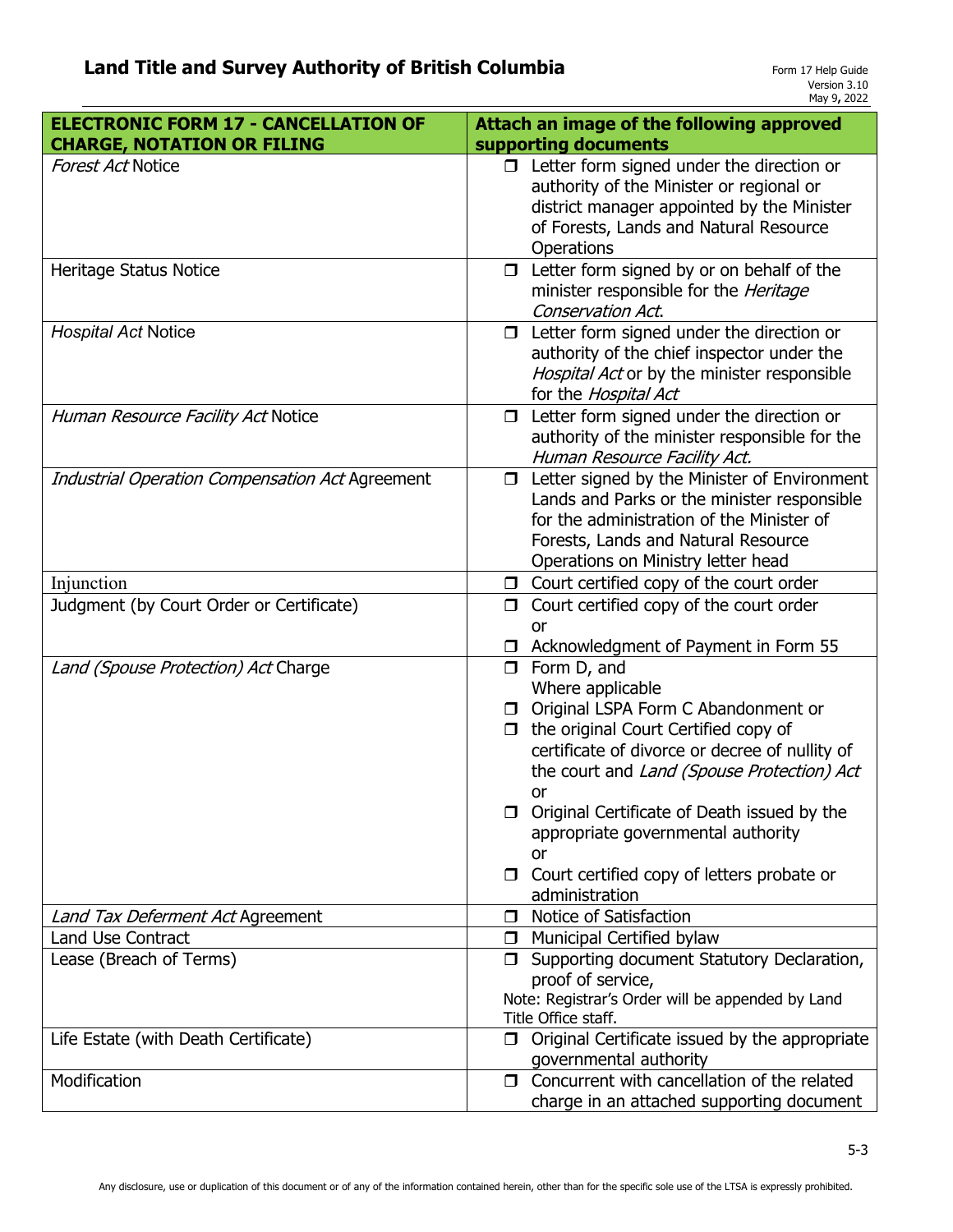| ELECTRONIC FORM 17 - CANCELLATION OF CHARGE, NOTATION OR FILING | Attach an image of the following approved supporting documents |
|---|---|
| *Forest Act* Notice | ❒ Letter form signed under the direction or authority of the Minister or regional or district manager appointed by the Minister of Forests, Lands and Natural Resource Operations |
| Heritage Status Notice | ❒ Letter form signed by or on behalf of the minister responsible for the *Heritage Conservation Act*. |
| *Hospital Act* Notice | ❒ Letter form signed under the direction or authority of the chief inspector under the *Hospital Act* or by the minister responsible for the *Hospital Act* |
| *Human Resource Facility Act* Notice | ❒ Letter form signed under the direction or authority of the minister responsible for the *Human Resource Facility Act.* |
| *Industrial Operation Compensation Act* Agreement | ❒ Letter signed by the Minister of Environment Lands and Parks or the minister responsible for the administration of the Minister of Forests, Lands and Natural Resource Operations on Ministry letter head |
| Injunction | ❒ Court certified copy of the court order |
| Judgment (by Court Order or Certificate) | ❒ Court certified copy of the court order<br>or<br>❒ Acknowledgment of Payment in Form 55 |
| *Land (Spouse Protection) Act* Charge | ❒ Form D, and<br>Where applicable<br>❒ Original LSPA Form C Abandonment or<br>❒ the original Court Certified copy of certificate of divorce or decree of nullity of the court and *Land (Spouse Protection) Act*<br>or<br>❒ Original Certificate of Death issued by the appropriate governmental authority<br>or<br>❒ Court certified copy of letters probate or administration |
| *Land Tax Deferment Act* Agreement | ❒ Notice of Satisfaction |
| Land Use Contract | ❒ Municipal Certified bylaw |
| Lease (Breach of Terms) | ❒ Supporting document Statutory Declaration, proof of service,<br>Note: Registrar's Order will be appended by Land Title Office staff. |
| Life Estate (with Death Certificate) | ❒ Original Certificate issued by the appropriate governmental authority |
| Modification | ❒ Concurrent with cancellation of the related charge in an attached supporting document |

Any disclosure, use or duplication of this document or of any of the information contained herein, other than for the specific sole use of the LTSA is expressly prohibited.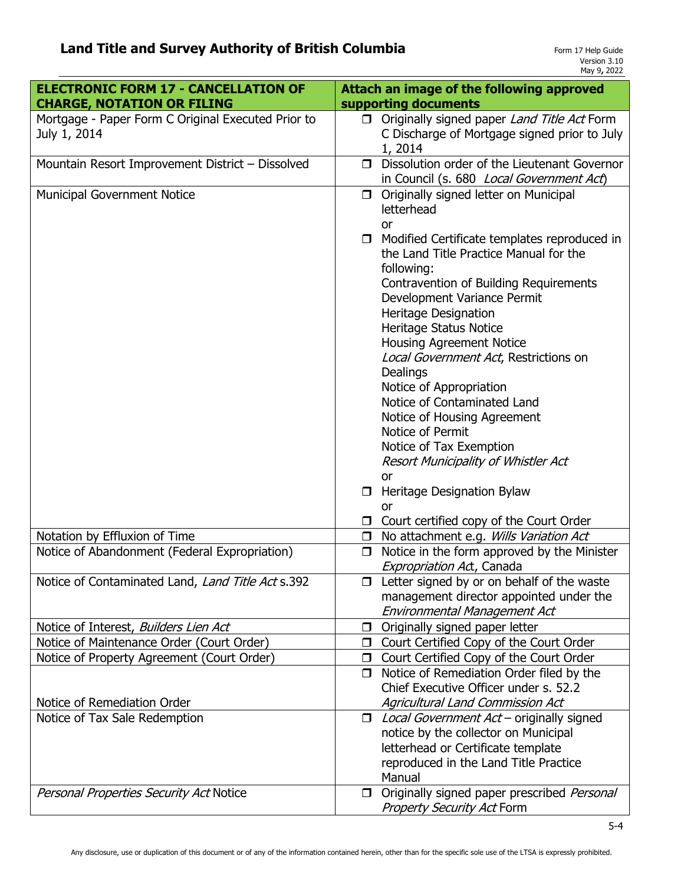| ELECTRONIC FORM 17 - CANCELLATION OF CHARGE, NOTATION OR FILING | Attach an image of the following approved supporting documents |
|---|---|
| Mortgage - Paper Form C Original Executed Prior to July 1, 2014 | ☐ Originally signed paper *Land Title Act* Form C Discharge of Mortgage signed prior to July 1, 2014 |
| Mountain Resort Improvement District – Dissolved | ☐ Dissolution order of the Lieutenant Governor in Council (s. 680 *Local Government Act*) |
| Municipal Government Notice | ☐ Originally signed letter on Municipal letterhead<br>or<br>☐ Modified Certificate templates reproduced in the Land Title Practice Manual for the following:<br>Contravention of Building Requirements<br>Development Variance Permit<br>Heritage Designation<br>Heritage Status Notice<br>Housing Agreement Notice<br>*Local Government Act*, Restrictions on Dealings<br>Notice of Appropriation<br>Notice of Contaminated Land<br>Notice of Housing Agreement<br>Notice of Permit<br>Notice of Tax Exemption<br>*Resort Municipality of Whistler Act*<br>or<br>☐ Heritage Designation Bylaw<br>or<br>☐ Court certified copy of the Court Order |
| Notation by Effluxion of Time | ☐ No attachment e.g. *Wills Variation Act* |
| Notice of Abandonment (Federal Expropriation) | ☐ Notice in the form approved by the Minister *Expropriation Act*, Canada |
| Notice of Contaminated Land, *Land Title Act* s.392 | ☐ Letter signed by or on behalf of the waste management director appointed under the *Environmental Management Act* |
| Notice of Interest, *Builders Lien Act* | ☐ Originally signed paper letter |
| Notice of Maintenance Order (Court Order) | ☐ Court Certified Copy of the Court Order |
| Notice of Property Agreement (Court Order) | ☐ Court Certified Copy of the Court Order |
| Notice of Remediation Order | ☐ Notice of Remediation Order filed by the Chief Executive Officer under s. 52.2 *Agricultural Land Commission Act* |
| Notice of Tax Sale Redemption | ☐ *Local Government Act* – originally signed notice by the collector on Municipal letterhead or Certificate template reproduced in the Land Title Practice Manual |
| *Personal Properties Security Act* Notice | ☐ Originally signed paper prescribed *Personal Property Security Act* Form |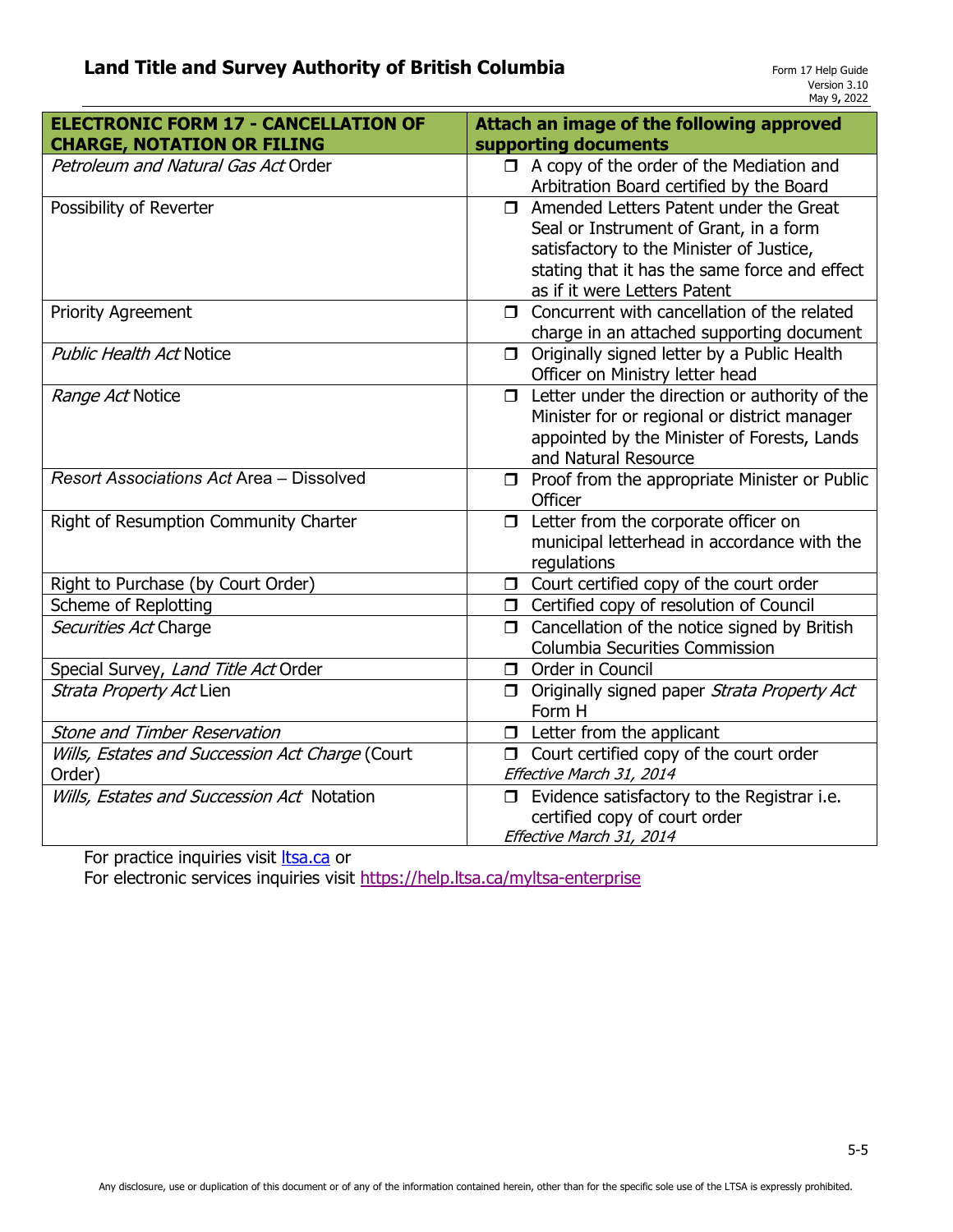| ELECTRONIC FORM 17 - CANCELLATION OF CHARGE, NOTATION OR FILING | Attach an image of the following approved supporting documents |
|---|---|
| *Petroleum and Natural Gas Act* Order | ❒ A copy of the order of the Mediation and Arbitration Board certified by the Board |
| Possibility of Reverter | ❒ Amended Letters Patent under the Great Seal or Instrument of Grant, in a form satisfactory to the Minister of Justice, stating that it has the same force and effect as if it were Letters Patent |
| Priority Agreement | ❒ Concurrent with cancellation of the related charge in an attached supporting document |
| *Public Health Act* Notice | ❒ Originally signed letter by a Public Health Officer on Ministry letter head |
| *Range Act* Notice | ❒ Letter under the direction or authority of the Minister for or regional or district manager appointed by the Minister of Forests, Lands and Natural Resource |
| *Resort Associations Act* Area – Dissolved | ❒ Proof from the appropriate Minister or Public Officer |
| Right of Resumption Community Charter | ❒ Letter from the corporate officer on municipal letterhead in accordance with the regulations |
| Right to Purchase (by Court Order) | ❒ Court certified copy of the court order |
| Scheme of Replotting | ❒ Certified copy of resolution of Council |
| *Securities Act* Charge | ❒ Cancellation of the notice signed by British Columbia Securities Commission |
| Special Survey, *Land Title Act* Order | ❒ Order in Council |
| *Strata Property Act* Lien | ❒ Originally signed paper *Strata Property Act* Form H |
| *Stone and Timber Reservation* | ❒ Letter from the applicant |
| *Wills, Estates and Succession Act Charge* (Court Order) | ❒ Court certified copy of the court order *Effective March 31, 2014* |
| *Wills, Estates and Succession Act* Notation | ❒ Evidence satisfactory to the Registrar i.e. certified copy of court order *Effective March 31, 2014* |

For practice inquiries visit [ltsa.ca](ltsa.ca) or
For electronic services inquiries visit [https://help.ltsa.ca/myltsa-enterprise](https://help.ltsa.ca/myltsa-enterprise)